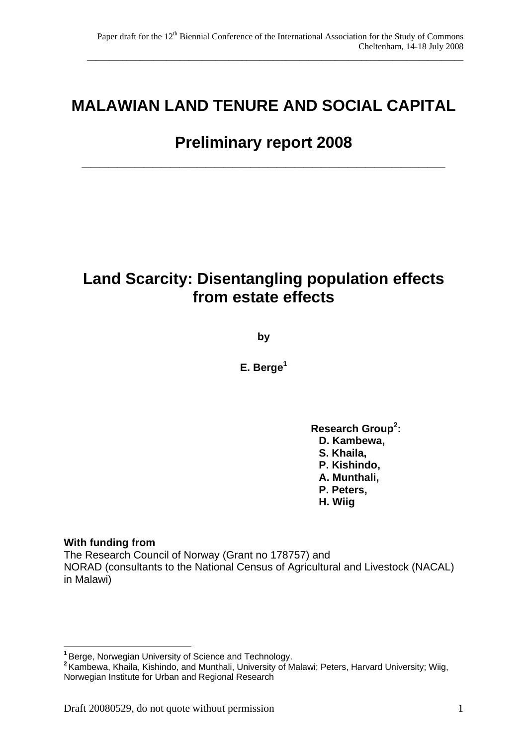# MALAWIAN LAND TENURE AND SOCIAL CAPITAL

# Preliminary report 2008

---

## Land Scarcity: Disentangling population effects from estate effects

**by**

**E. Berge[1]**

**Research Group[2]:**
**D. Kambewa,**
**S. Khaila,**
**P. Kishindo,**
**A. Munthali,**
**P. Peters,**
**H. Wiig**

**With funding from**
The Research Council of Norway (Grant no 178757) and
NORAD (consultants to the National Census of Agricultural and Livestock (NACAL) in Malawi)

---

[1] Berge, Norwegian University of Science and Technology.

[2] Kambewa, Khaila, Kishindo, and Munthali, University of Malawi; Peters, Harvard University; Wiig, Norwegian Institute for Urban and Regional Research

Draft 20080529, do not quote without permission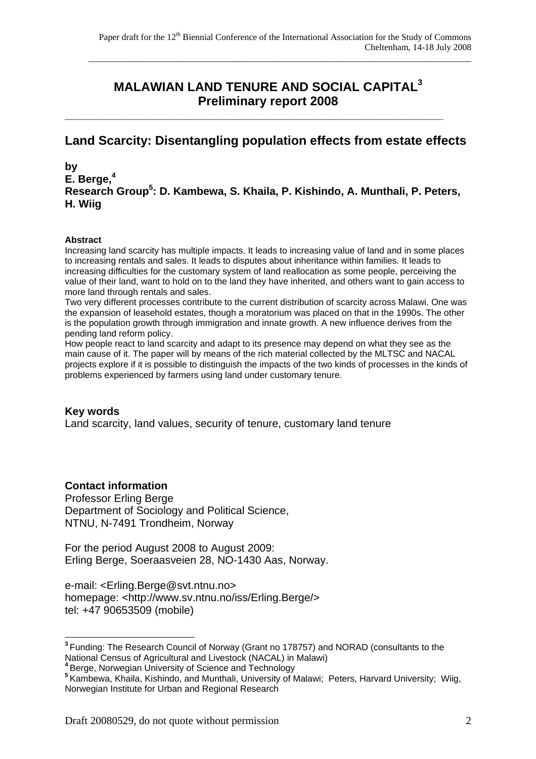# MALAWIAN LAND TENURE AND SOCIAL CAPITAL[3]
## Preliminary report 2008

## Land Scarcity: Disentangling population effects from estate effects

**by**
**E. Berge,[4]**
**Research Group[5]: D. Kambewa, S. Khaila, P. Kishindo, A. Munthali, P. Peters, H. Wiig**

**Abstract**

Increasing land scarcity has multiple impacts. It leads to increasing value of land and in some places to increasing rentals and sales. It leads to disputes about inheritance within families. It leads to increasing difficulties for the customary system of land reallocation as some people, perceiving the value of their land, want to hold on to the land they have inherited, and others want to gain access to more land through rentals and sales.

Two very different processes contribute to the current distribution of scarcity across Malawi. One was the expansion of leasehold estates, though a moratorium was placed on that in the 1990s. The other is the population growth through immigration and innate growth. A new influence derives from the pending land reform policy.

How people react to land scarcity and adapt to its presence may depend on what they see as the main cause of it. The paper will by means of the rich material collected by the MLTSC and NACAL projects explore if it is possible to distinguish the impacts of the two kinds of processes in the kinds of problems experienced by farmers using land under customary tenure.

**Key words**

Land scarcity, land values, security of tenure, customary land tenure

**Contact information**

Professor Erling Berge
Department of Sociology and Political Science,
NTNU, N-7491 Trondheim, Norway

For the period August 2008 to August 2009:
Erling Berge, Soeraasveien 28, NO-1430 Aas, Norway.

e-mail: <Erling.Berge@svt.ntnu.no>
homepage: <http://www.sv.ntnu.no/iss/Erling.Berge/>
tel: +47 90653509 (mobile)

---

[3] Funding: The Research Council of Norway (Grant no 178757) and NORAD (consultants to the National Census of Agricultural and Livestock (NACAL) in Malawi)

[4] Berge, Norwegian University of Science and Technology

[5] Kambewa, Khaila, Kishindo, and Munthali, University of Malawi; Peters, Harvard University; Wiig, Norwegian Institute for Urban and Regional Research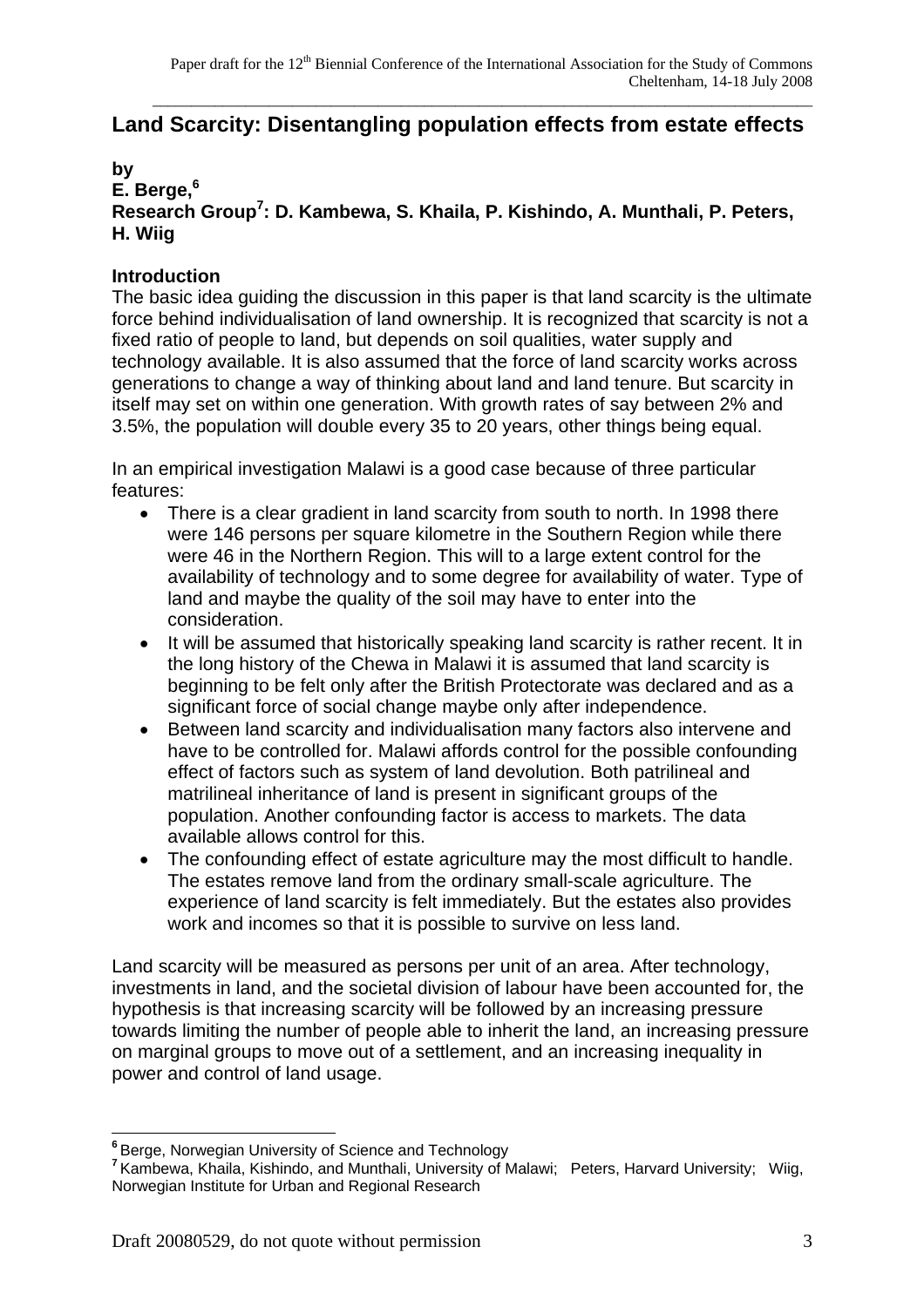# Land Scarcity: Disentangling population effects from estate effects

**by**
**E. Berge,[6]**
**Research Group[7]: D. Kambewa, S. Khaila, P. Kishindo, A. Munthali, P. Peters, H. Wiig**

## Introduction

The basic idea guiding the discussion in this paper is that land scarcity is the ultimate force behind individualisation of land ownership. It is recognized that scarcity is not a fixed ratio of people to land, but depends on soil qualities, water supply and technology available. It is also assumed that the force of land scarcity works across generations to change a way of thinking about land and land tenure. But scarcity in itself may set on within one generation. With growth rates of say between 2% and 3.5%, the population will double every 35 to 20 years, other things being equal.

In an empirical investigation Malawi is a good case because of three particular features:

- There is a clear gradient in land scarcity from south to north. In 1998 there were 146 persons per square kilometre in the Southern Region while there were 46 in the Northern Region. This will to a large extent control for the availability of technology and to some degree for availability of water. Type of land and maybe the quality of the soil may have to enter into the consideration.
- It will be assumed that historically speaking land scarcity is rather recent. It in the long history of the Chewa in Malawi it is assumed that land scarcity is beginning to be felt only after the British Protectorate was declared and as a significant force of social change maybe only after independence.
- Between land scarcity and individualisation many factors also intervene and have to be controlled for. Malawi affords control for the possible confounding effect of factors such as system of land devolution. Both patrilineal and matrilineal inheritance of land is present in significant groups of the population. Another confounding factor is access to markets. The data available allows control for this.
- The confounding effect of estate agriculture may the most difficult to handle. The estates remove land from the ordinary small-scale agriculture. The experience of land scarcity is felt immediately. But the estates also provides work and incomes so that it is possible to survive on less land.

Land scarcity will be measured as persons per unit of an area. After technology, investments in land, and the societal division of labour have been accounted for, the hypothesis is that increasing scarcity will be followed by an increasing pressure towards limiting the number of people able to inherit the land, an increasing pressure on marginal groups to move out of a settlement, and an increasing inequality in power and control of land usage.

---

[6] Berge, Norwegian University of Science and Technology

[7] Kambewa, Khaila, Kishindo, and Munthali, University of Malawi; Peters, Harvard University; Wiig, Norwegian Institute for Urban and Regional Research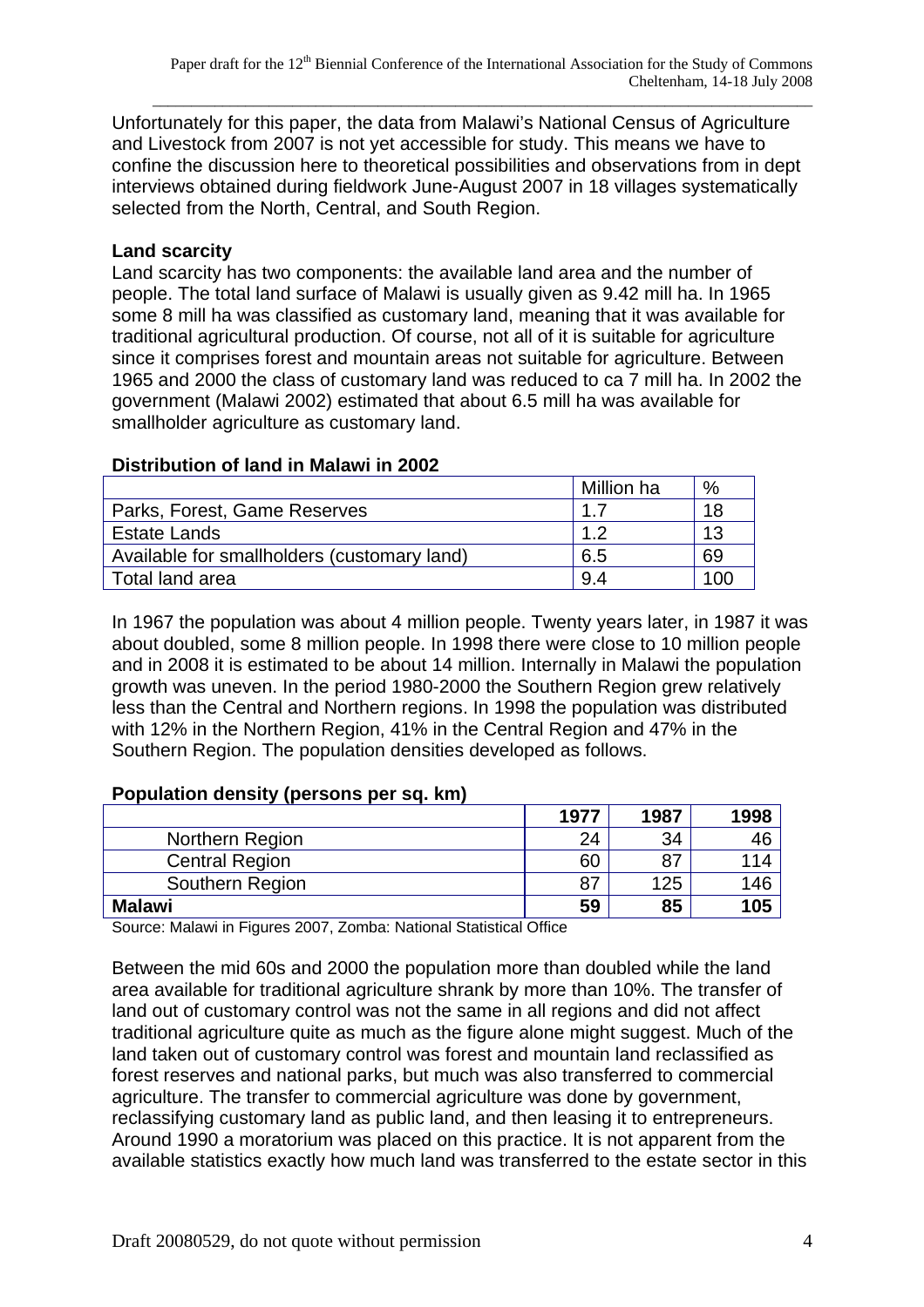Unfortunately for this paper, the data from Malawi's National Census of Agriculture and Livestock from 2007 is not yet accessible for study. This means we have to confine the discussion here to theoretical possibilities and observations from in dept interviews obtained during fieldwork June-August 2007 in 18 villages systematically selected from the North, Central, and South Region.

**Land scarcity**

Land scarcity has two components: the available land area and the number of people. The total land surface of Malawi is usually given as 9.42 mill ha. In 1965 some 8 mill ha was classified as customary land, meaning that it was available for traditional agricultural production. Of course, not all of it is suitable for agriculture since it comprises forest and mountain areas not suitable for agriculture. Between 1965 and 2000 the class of customary land was reduced to ca 7 mill ha. In 2002 the government (Malawi 2002) estimated that about 6.5 mill ha was available for smallholder agriculture as customary land.

**Distribution of land in Malawi in 2002**

| | Million ha | % |
|---|---|---|
| Parks, Forest, Game Reserves | 1.7 | 18 |
| Estate Lands | 1.2 | 13 |
| Available for smallholders (customary land) | 6.5 | 69 |
| Total land area | 9.4 | 100 |

In 1967 the population was about 4 million people. Twenty years later, in 1987 it was about doubled, some 8 million people. In 1998 there were close to 10 million people and in 2008 it is estimated to be about 14 million. Internally in Malawi the population growth was uneven. In the period 1980-2000 the Southern Region grew relatively less than the Central and Northern regions. In 1998 the population was distributed with 12% in the Northern Region, 41% in the Central Region and 47% in the Southern Region. The population densities developed as follows.

**Population density (persons per sq. km)**

| | **1977** | **1987** | **1998** |
|---|---|---|---|
| Northern Region | 24 | 34 | 46 |
| Central Region | 60 | 87 | 114 |
| Southern Region | 87 | 125 | 146 |
| **Malawi** | **59** | **85** | **105** |

Source: Malawi in Figures 2007, Zomba: National Statistical Office

Between the mid 60s and 2000 the population more than doubled while the land area available for traditional agriculture shrank by more than 10%. The transfer of land out of customary control was not the same in all regions and did not affect traditional agriculture quite as much as the figure alone might suggest. Much of the land taken out of customary control was forest and mountain land reclassified as forest reserves and national parks, but much was also transferred to commercial agriculture. The transfer to commercial agriculture was done by government, reclassifying customary land as public land, and then leasing it to entrepreneurs. Around 1990 a moratorium was placed on this practice. It is not apparent from the available statistics exactly how much land was transferred to the estate sector in this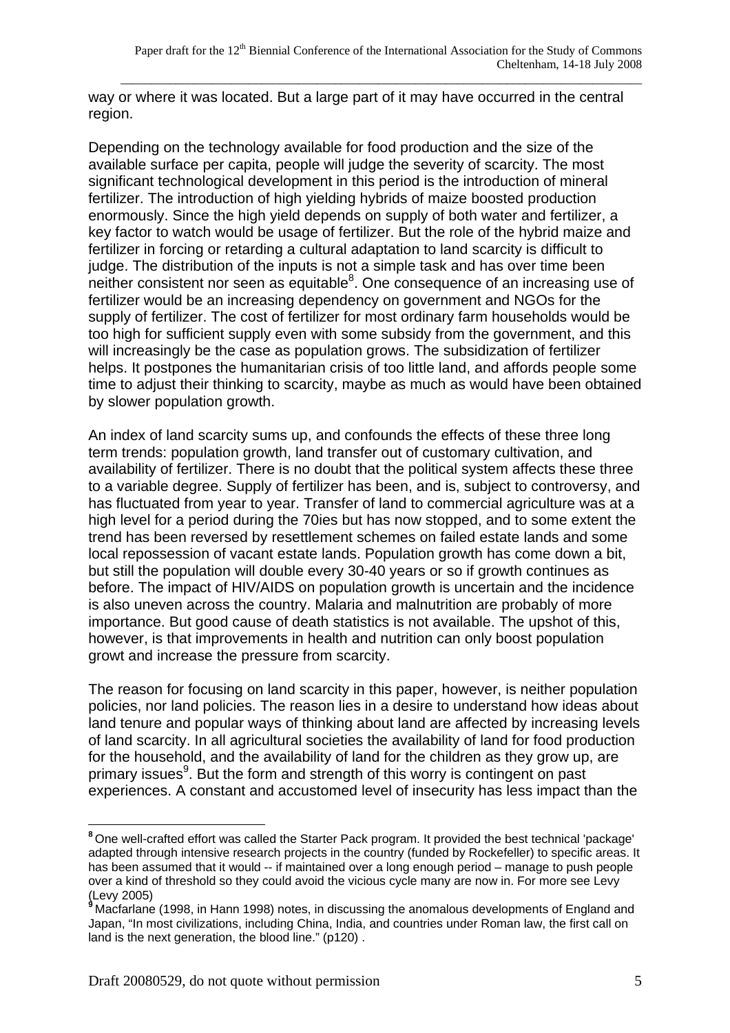way or where it was located. But a large part of it may have occurred in the central region.

Depending on the technology available for food production and the size of the available surface per capita, people will judge the severity of scarcity. The most significant technological development in this period is the introduction of mineral fertilizer. The introduction of high yielding hybrids of maize boosted production enormously. Since the high yield depends on supply of both water and fertilizer, a key factor to watch would be usage of fertilizer. But the role of the hybrid maize and fertilizer in forcing or retarding a cultural adaptation to land scarcity is difficult to judge. The distribution of the inputs is not a simple task and has over time been neither consistent nor seen as equitable[8]. One consequence of an increasing use of fertilizer would be an increasing dependency on government and NGOs for the supply of fertilizer. The cost of fertilizer for most ordinary farm households would be too high for sufficient supply even with some subsidy from the government, and this will increasingly be the case as population grows. The subsidization of fertilizer helps. It postpones the humanitarian crisis of too little land, and affords people some time to adjust their thinking to scarcity, maybe as much as would have been obtained by slower population growth.

An index of land scarcity sums up, and confounds the effects of these three long term trends: population growth, land transfer out of customary cultivation, and availability of fertilizer. There is no doubt that the political system affects these three to a variable degree. Supply of fertilizer has been, and is, subject to controversy, and has fluctuated from year to year. Transfer of land to commercial agriculture was at a high level for a period during the 70ies but has now stopped, and to some extent the trend has been reversed by resettlement schemes on failed estate lands and some local repossession of vacant estate lands. Population growth has come down a bit, but still the population will double every 30-40 years or so if growth continues as before. The impact of HIV/AIDS on population growth is uncertain and the incidence is also uneven across the country. Malaria and malnutrition are probably of more importance. But good cause of death statistics is not available. The upshot of this, however, is that improvements in health and nutrition can only boost population growt and increase the pressure from scarcity.

The reason for focusing on land scarcity in this paper, however, is neither population policies, nor land policies. The reason lies in a desire to understand how ideas about land tenure and popular ways of thinking about land are affected by increasing levels of land scarcity. In all agricultural societies the availability of land for food production for the household, and the availability of land for the children as they grow up, are primary issues[9]. But the form and strength of this worry is contingent on past experiences. A constant and accustomed level of insecurity has less impact than the

---

[8] One well-crafted effort was called the Starter Pack program. It provided the best technical 'package' adapted through intensive research projects in the country (funded by Rockefeller) to specific areas. It has been assumed that it would -- if maintained over a long enough period – manage to push people over a kind of threshold so they could avoid the vicious cycle many are now in. For more see Levy (Levy 2005)

[9] Macfarlane (1998, in Hann 1998) notes, in discussing the anomalous developments of England and Japan, "In most civilizations, including China, India, and countries under Roman law, the first call on land is the next generation, the blood line." (p120) .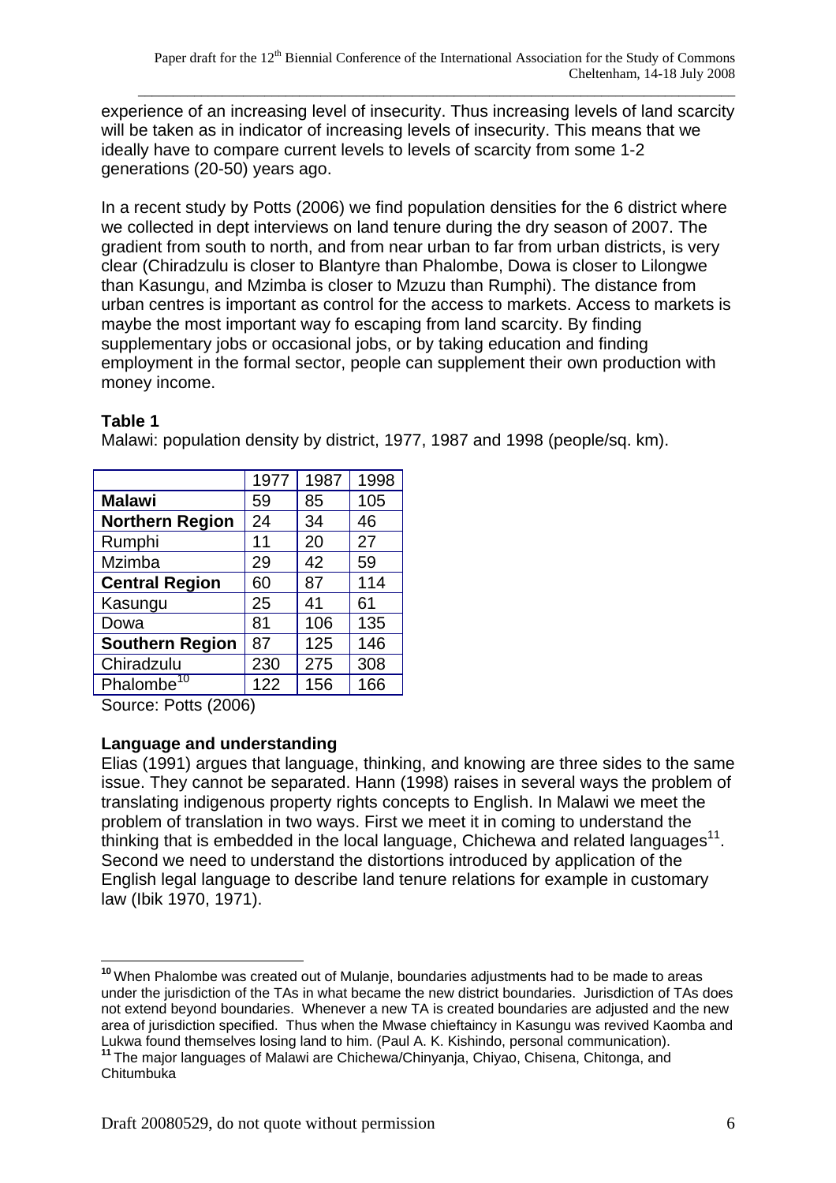experience of an increasing level of insecurity. Thus increasing levels of land scarcity will be taken as in indicator of increasing levels of insecurity. This means that we ideally have to compare current levels to levels of scarcity from some 1-2 generations (20-50) years ago.

In a recent study by Potts (2006) we find population densities for the 6 district where we collected in dept interviews on land tenure during the dry season of 2007. The gradient from south to north, and from near urban to far from urban districts, is very clear (Chiradzulu is closer to Blantyre than Phalombe, Dowa is closer to Lilongwe than Kasungu, and Mzimba is closer to Mzuzu than Rumphi). The distance from urban centres is important as control for the access to markets. Access to markets is maybe the most important way fo escaping from land scarcity. By finding supplementary jobs or occasional jobs, or by taking education and finding employment in the formal sector, people can supplement their own production with money income.

**Table 1**

Malawi: population density by district, 1977, 1987 and 1998 (people/sq. km).

| | 1977 | 1987 | 1998 |
|---|---|---|---|
| **Malawi** | 59 | 85 | 105 |
| **Northern Region** | 24 | 34 | 46 |
| Rumphi | 11 | 20 | 27 |
| Mzimba | 29 | 42 | 59 |
| **Central Region** | 60 | 87 | 114 |
| Kasungu | 25 | 41 | 61 |
| Dowa | 81 | 106 | 135 |
| **Southern Region** | 87 | 125 | 146 |
| Chiradzulu | 230 | 275 | 308 |
| Phalombe[10] | 122 | 156 | 166 |

Source: Potts (2006)

**Language and understanding**

Elias (1991) argues that language, thinking, and knowing are three sides to the same issue. They cannot be separated. Hann (1998) raises in several ways the problem of translating indigenous property rights concepts to English. In Malawi we meet the problem of translation in two ways. First we meet it in coming to understand the thinking that is embedded in the local language, Chichewa and related languages[11]. Second we need to understand the distortions introduced by application of the English legal language to describe land tenure relations for example in customary law (Ibik 1970, 1971).

---

[10] When Phalombe was created out of Mulanje, boundaries adjustments had to be made to areas under the jurisdiction of the TAs in what became the new district boundaries. Jurisdiction of TAs does not extend beyond boundaries. Whenever a new TA is created boundaries are adjusted and the new area of jurisdiction specified. Thus when the Mwase chieftaincy in Kasungu was revived Kaomba and Lukwa found themselves losing land to him. (Paul A. K. Kishindo, personal communication).

[11] The major languages of Malawi are Chichewa/Chinyanja, Chiyao, Chisena, Chitonga, and Chitumbuka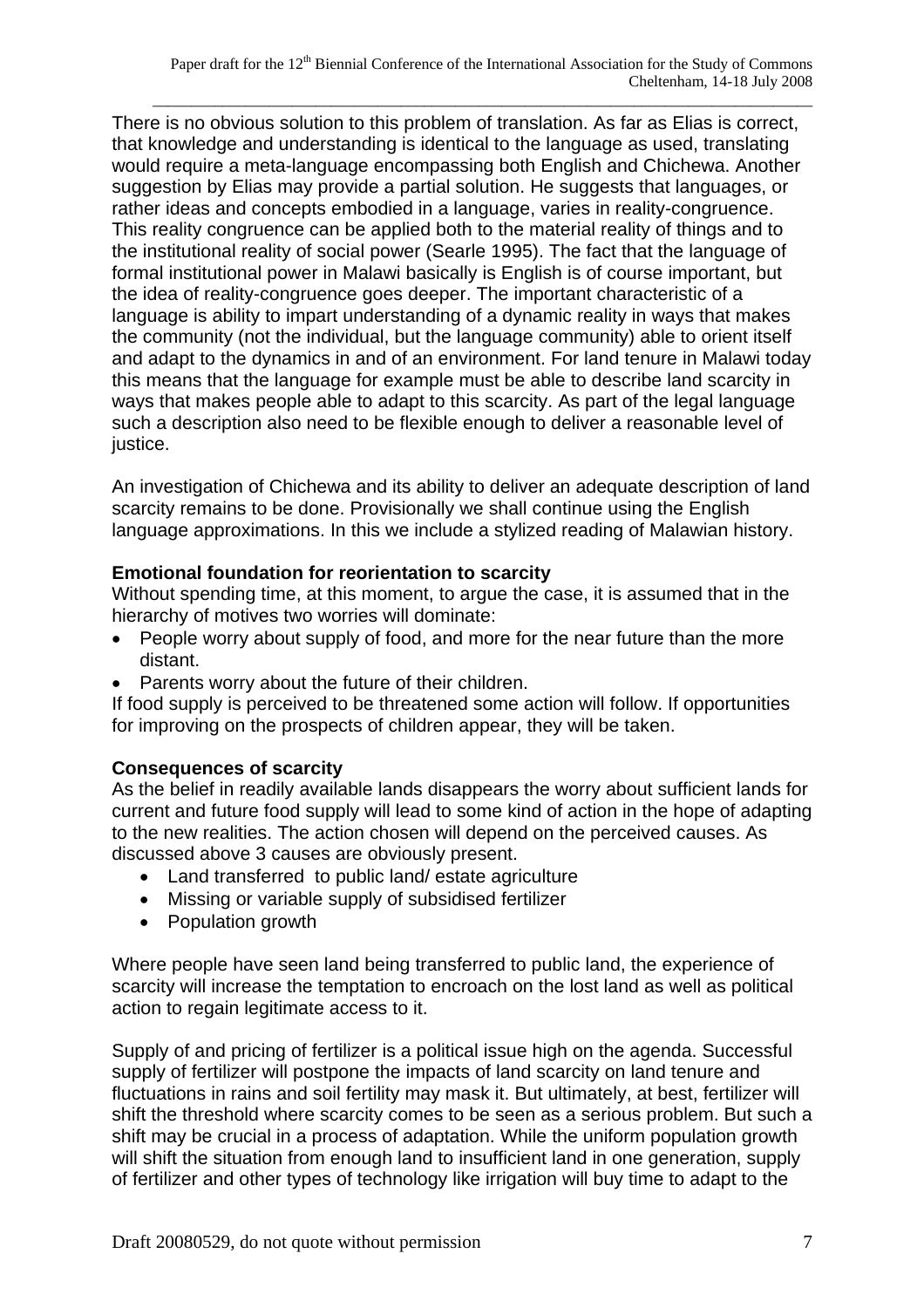There is no obvious solution to this problem of translation. As far as Elias is correct, that knowledge and understanding is identical to the language as used, translating would require a meta-language encompassing both English and Chichewa. Another suggestion by Elias may provide a partial solution. He suggests that languages, or rather ideas and concepts embodied in a language, varies in reality-congruence. This reality congruence can be applied both to the material reality of things and to the institutional reality of social power (Searle 1995). The fact that the language of formal institutional power in Malawi basically is English is of course important, but the idea of reality-congruence goes deeper. The important characteristic of a language is ability to impart understanding of a dynamic reality in ways that makes the community (not the individual, but the language community) able to orient itself and adapt to the dynamics in and of an environment. For land tenure in Malawi today this means that the language for example must be able to describe land scarcity in ways that makes people able to adapt to this scarcity. As part of the legal language such a description also need to be flexible enough to deliver a reasonable level of justice.

An investigation of Chichewa and its ability to deliver an adequate description of land scarcity remains to be done. Provisionally we shall continue using the English language approximations. In this we include a stylized reading of Malawian history.

**Emotional foundation for reorientation to scarcity**

Without spending time, at this moment, to argue the case, it is assumed that in the hierarchy of motives two worries will dominate:

- People worry about supply of food, and more for the near future than the more distant.
- Parents worry about the future of their children.

If food supply is perceived to be threatened some action will follow. If opportunities for improving on the prospects of children appear, they will be taken.

**Consequences of scarcity**

As the belief in readily available lands disappears the worry about sufficient lands for current and future food supply will lead to some kind of action in the hope of adapting to the new realities. The action chosen will depend on the perceived causes. As discussed above 3 causes are obviously present.

- Land transferred to public land/ estate agriculture
- Missing or variable supply of subsidised fertilizer
- Population growth

Where people have seen land being transferred to public land, the experience of scarcity will increase the temptation to encroach on the lost land as well as political action to regain legitimate access to it.

Supply of and pricing of fertilizer is a political issue high on the agenda. Successful supply of fertilizer will postpone the impacts of land scarcity on land tenure and fluctuations in rains and soil fertility may mask it. But ultimately, at best, fertilizer will shift the threshold where scarcity comes to be seen as a serious problem. But such a shift may be crucial in a process of adaptation. While the uniform population growth will shift the situation from enough land to insufficient land in one generation, supply of fertilizer and other types of technology like irrigation will buy time to adapt to the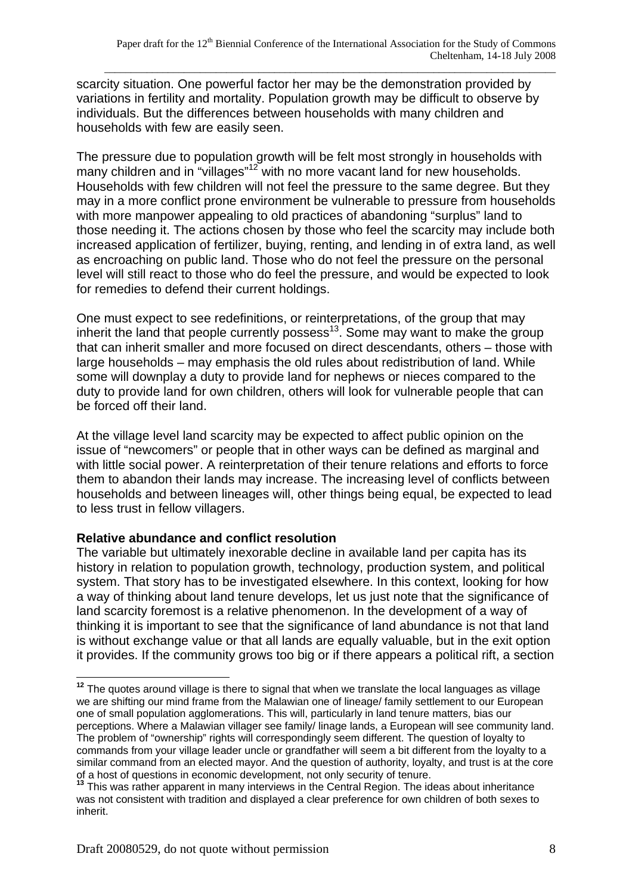scarcity situation. One powerful factor her may be the demonstration provided by variations in fertility and mortality. Population growth may be difficult to observe by individuals. But the differences between households with many children and households with few are easily seen.

The pressure due to population growth will be felt most strongly in households with many children and in "villages"[12] with no more vacant land for new households. Households with few children will not feel the pressure to the same degree. But they may in a more conflict prone environment be vulnerable to pressure from households with more manpower appealing to old practices of abandoning "surplus" land to those needing it. The actions chosen by those who feel the scarcity may include both increased application of fertilizer, buying, renting, and lending in of extra land, as well as encroaching on public land. Those who do not feel the pressure on the personal level will still react to those who do feel the pressure, and would be expected to look for remedies to defend their current holdings.

One must expect to see redefinitions, or reinterpretations, of the group that may inherit the land that people currently possess[13]. Some may want to make the group that can inherit smaller and more focused on direct descendants, others – those with large households – may emphasis the old rules about redistribution of land. While some will downplay a duty to provide land for nephews or nieces compared to the duty to provide land for own children, others will look for vulnerable people that can be forced off their land.

At the village level land scarcity may be expected to affect public opinion on the issue of "newcomers" or people that in other ways can be defined as marginal and with little social power. A reinterpretation of their tenure relations and efforts to force them to abandon their lands may increase. The increasing level of conflicts between households and between lineages will, other things being equal, be expected to lead to less trust in fellow villagers.

**Relative abundance and conflict resolution**

The variable but ultimately inexorable decline in available land per capita has its history in relation to population growth, technology, production system, and political system. That story has to be investigated elsewhere. In this context, looking for how a way of thinking about land tenure develops, let us just note that the significance of land scarcity foremost is a relative phenomenon. In the development of a way of thinking it is important to see that the significance of land abundance is not that land is without exchange value or that all lands are equally valuable, but in the exit option it provides. If the community grows too big or if there appears a political rift, a section

---

[12] The quotes around village is there to signal that when we translate the local languages as village we are shifting our mind frame from the Malawian one of lineage/ family settlement to our European one of small population agglomerations. This will, particularly in land tenure matters, bias our perceptions. Where a Malawian villager see family/ linage lands, a European will see community land. The problem of "ownership" rights will correspondingly seem different. The question of loyalty to commands from your village leader uncle or grandfather will seem a bit different from the loyalty to a similar command from an elected mayor. And the question of authority, loyalty, and trust is at the core of a host of questions in economic development, not only security of tenure.

[13] This was rather apparent in many interviews in the Central Region. The ideas about inheritance was not consistent with tradition and displayed a clear preference for own children of both sexes to inherit.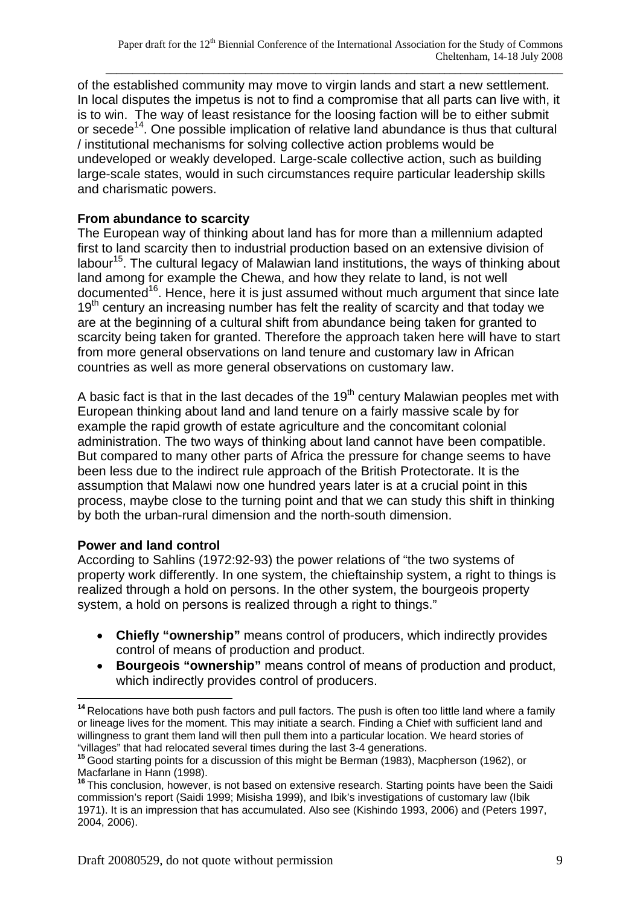of the established community may move to virgin lands and start a new settlement. In local disputes the impetus is not to find a compromise that all parts can live with, it is to win. The way of least resistance for the loosing faction will be to either submit or secede[14]. One possible implication of relative land abundance is thus that cultural / institutional mechanisms for solving collective action problems would be undeveloped or weakly developed. Large-scale collective action, such as building large-scale states, would in such circumstances require particular leadership skills and charismatic powers.

**From abundance to scarcity**

The European way of thinking about land has for more than a millennium adapted first to land scarcity then to industrial production based on an extensive division of labour[15]. The cultural legacy of Malawian land institutions, the ways of thinking about land among for example the Chewa, and how they relate to land, is not well documented[16]. Hence, here it is just assumed without much argument that since late 19th century an increasing number has felt the reality of scarcity and that today we are at the beginning of a cultural shift from abundance being taken for granted to scarcity being taken for granted. Therefore the approach taken here will have to start from more general observations on land tenure and customary law in African countries as well as more general observations on customary law.

A basic fact is that in the last decades of the 19th century Malawian peoples met with European thinking about land and land tenure on a fairly massive scale by for example the rapid growth of estate agriculture and the concomitant colonial administration. The two ways of thinking about land cannot have been compatible. But compared to many other parts of Africa the pressure for change seems to have been less due to the indirect rule approach of the British Protectorate. It is the assumption that Malawi now one hundred years later is at a crucial point in this process, maybe close to the turning point and that we can study this shift in thinking by both the urban-rural dimension and the north-south dimension.

**Power and land control**

According to Sahlins (1972:92-93) the power relations of "the two systems of property work differently. In one system, the chieftainship system, a right to things is realized through a hold on persons. In the other system, the bourgeois property system, a hold on persons is realized through a right to things."

- **Chiefly "ownership"** means control of producers, which indirectly provides control of means of production and product.
- **Bourgeois "ownership"** means control of means of production and product, which indirectly provides control of producers.

---

[14] Relocations have both push factors and pull factors. The push is often too little land where a family or lineage lives for the moment. This may initiate a search. Finding a Chief with sufficient land and willingness to grant them land will then pull them into a particular location. We heard stories of "villages" that had relocated several times during the last 3-4 generations.

[15] Good starting points for a discussion of this might be Berman (1983), Macpherson (1962), or Macfarlane in Hann (1998).

[16] This conclusion, however, is not based on extensive research. Starting points have been the Saidi commission's report (Saidi 1999; Misisha 1999), and Ibik's investigations of customary law (Ibik 1971). It is an impression that has accumulated. Also see (Kishindo 1993, 2006) and (Peters 1997, 2004, 2006).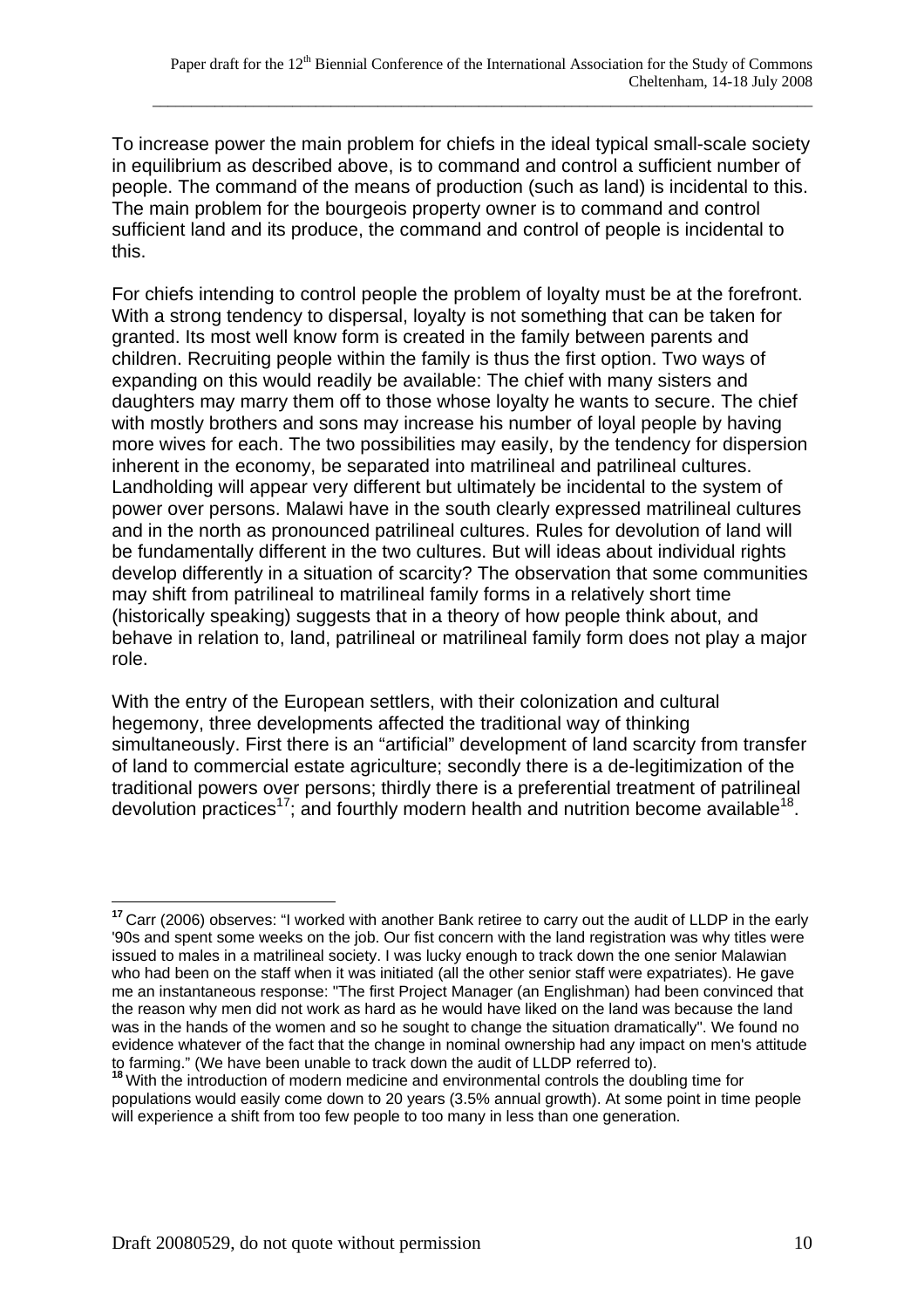To increase power the main problem for chiefs in the ideal typical small-scale society in equilibrium as described above, is to command and control a sufficient number of people. The command of the means of production (such as land) is incidental to this. The main problem for the bourgeois property owner is to command and control sufficient land and its produce, the command and control of people is incidental to this.

For chiefs intending to control people the problem of loyalty must be at the forefront. With a strong tendency to dispersal, loyalty is not something that can be taken for granted. Its most well know form is created in the family between parents and children. Recruiting people within the family is thus the first option. Two ways of expanding on this would readily be available: The chief with many sisters and daughters may marry them off to those whose loyalty he wants to secure. The chief with mostly brothers and sons may increase his number of loyal people by having more wives for each. The two possibilities may easily, by the tendency for dispersion inherent in the economy, be separated into matrilineal and patrilineal cultures. Landholding will appear very different but ultimately be incidental to the system of power over persons. Malawi have in the south clearly expressed matrilineal cultures and in the north as pronounced patrilineal cultures. Rules for devolution of land will be fundamentally different in the two cultures. But will ideas about individual rights develop differently in a situation of scarcity? The observation that some communities may shift from patrilineal to matrilineal family forms in a relatively short time (historically speaking) suggests that in a theory of how people think about, and behave in relation to, land, patrilineal or matrilineal family form does not play a major role.

With the entry of the European settlers, with their colonization and cultural hegemony, three developments affected the traditional way of thinking simultaneously. First there is an "artificial" development of land scarcity from transfer of land to commercial estate agriculture; secondly there is a de-legitimization of the traditional powers over persons; thirdly there is a preferential treatment of patrilineal devolution practices[17]; and fourthly modern health and nutrition become available[18].

---

[17] Carr (2006) observes: "I worked with another Bank retiree to carry out the audit of LLDP in the early '90s and spent some weeks on the job. Our fist concern with the land registration was why titles were issued to males in a matrilineal society. I was lucky enough to track down the one senior Malawian who had been on the staff when it was initiated (all the other senior staff were expatriates). He gave me an instantaneous response: "The first Project Manager (an Englishman) had been convinced that the reason why men did not work as hard as he would have liked on the land was because the land was in the hands of the women and so he sought to change the situation dramatically". We found no evidence whatever of the fact that the change in nominal ownership had any impact on men's attitude to farming." (We have been unable to track down the audit of LLDP referred to).

[18] With the introduction of modern medicine and environmental controls the doubling time for populations would easily come down to 20 years (3.5% annual growth). At some point in time people will experience a shift from too few people to too many in less than one generation.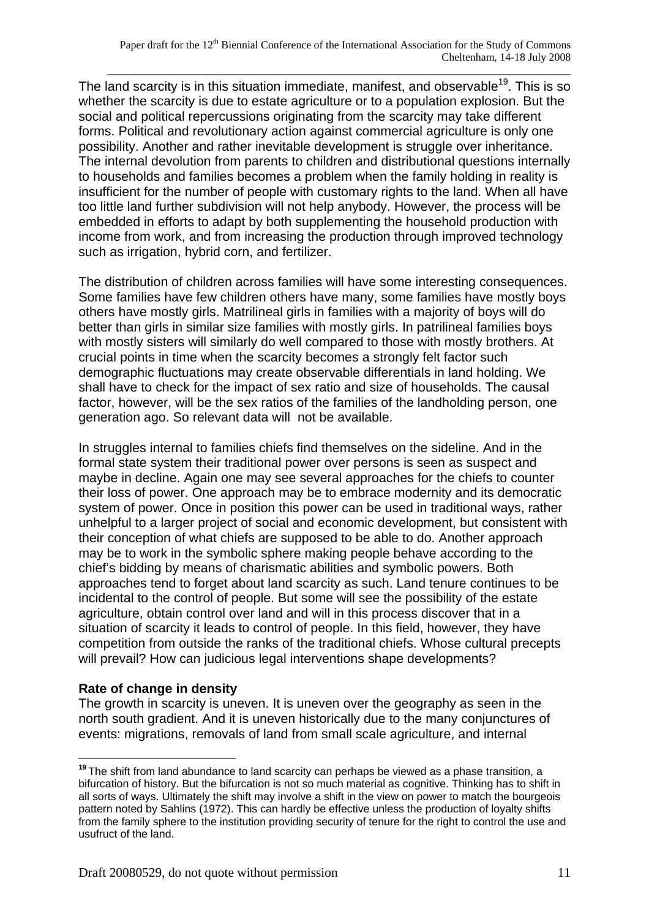The land scarcity is in this situation immediate, manifest, and observable[19]. This is so whether the scarcity is due to estate agriculture or to a population explosion. But the social and political repercussions originating from the scarcity may take different forms. Political and revolutionary action against commercial agriculture is only one possibility. Another and rather inevitable development is struggle over inheritance. The internal devolution from parents to children and distributional questions internally to households and families becomes a problem when the family holding in reality is insufficient for the number of people with customary rights to the land. When all have too little land further subdivision will not help anybody. However, the process will be embedded in efforts to adapt by both supplementing the household production with income from work, and from increasing the production through improved technology such as irrigation, hybrid corn, and fertilizer.

The distribution of children across families will have some interesting consequences. Some families have few children others have many, some families have mostly boys others have mostly girls. Matrilineal girls in families with a majority of boys will do better than girls in similar size families with mostly girls. In patrilineal families boys with mostly sisters will similarly do well compared to those with mostly brothers. At crucial points in time when the scarcity becomes a strongly felt factor such demographic fluctuations may create observable differentials in land holding. We shall have to check for the impact of sex ratio and size of households. The causal factor, however, will be the sex ratios of the families of the landholding person, one generation ago. So relevant data will not be available.

In struggles internal to families chiefs find themselves on the sideline. And in the formal state system their traditional power over persons is seen as suspect and maybe in decline. Again one may see several approaches for the chiefs to counter their loss of power. One approach may be to embrace modernity and its democratic system of power. Once in position this power can be used in traditional ways, rather unhelpful to a larger project of social and economic development, but consistent with their conception of what chiefs are supposed to be able to do. Another approach may be to work in the symbolic sphere making people behave according to the chief's bidding by means of charismatic abilities and symbolic powers. Both approaches tend to forget about land scarcity as such. Land tenure continues to be incidental to the control of people. But some will see the possibility of the estate agriculture, obtain control over land and will in this process discover that in a situation of scarcity it leads to control of people. In this field, however, they have competition from outside the ranks of the traditional chiefs. Whose cultural precepts will prevail? How can judicious legal interventions shape developments?

**Rate of change in density**

The growth in scarcity is uneven. It is uneven over the geography as seen in the north south gradient. And it is uneven historically due to the many conjunctures of events: migrations, removals of land from small scale agriculture, and internal

[19] The shift from land abundance to land scarcity can perhaps be viewed as a phase transition, a bifurcation of history. But the bifurcation is not so much material as cognitive. Thinking has to shift in all sorts of ways. Ultimately the shift may involve a shift in the view on power to match the bourgeois pattern noted by Sahlins (1972). This can hardly be effective unless the production of loyalty shifts from the family sphere to the institution providing security of tenure for the right to control the use and usufruct of the land.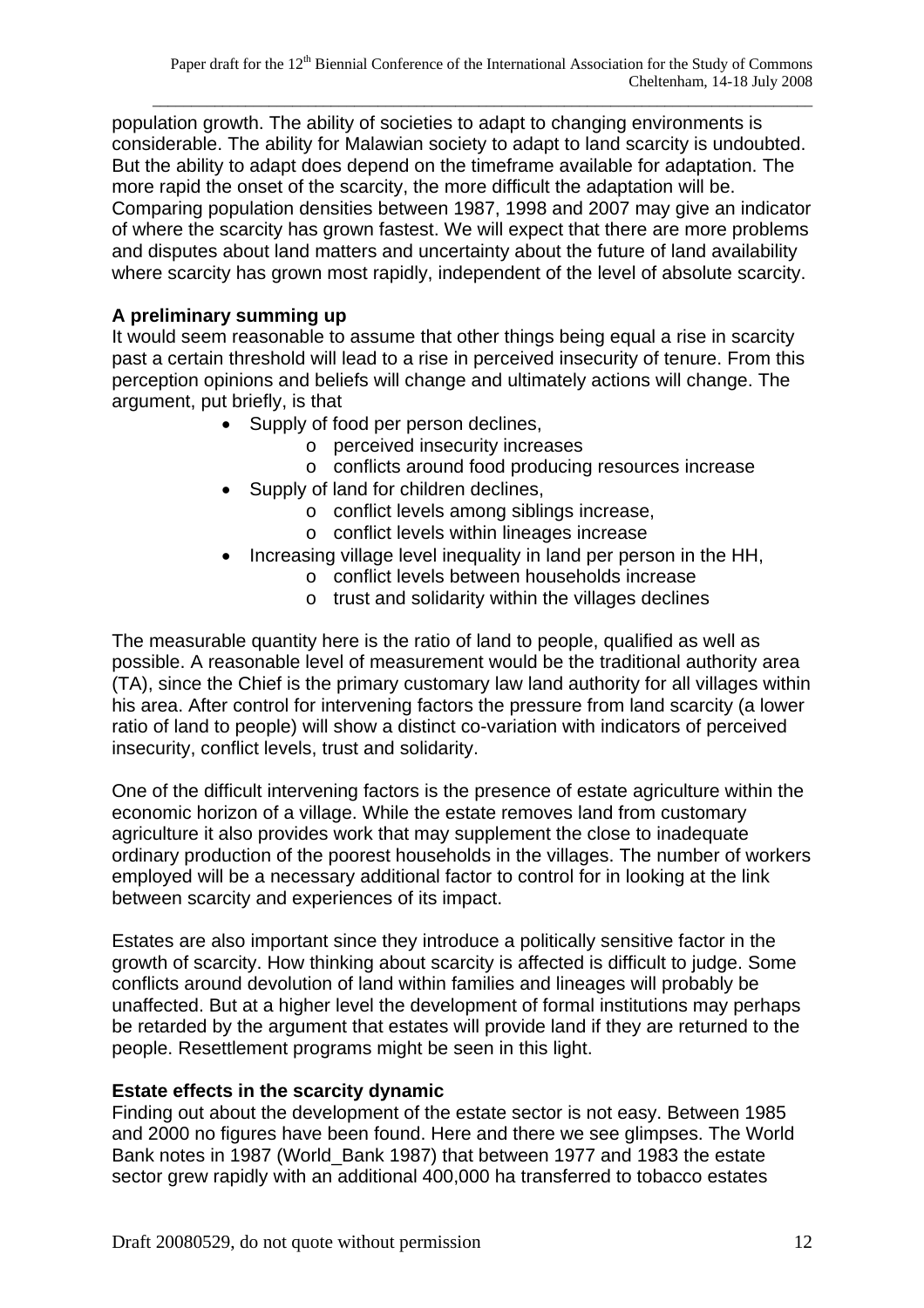population growth. The ability of societies to adapt to changing environments is considerable. The ability for Malawian society to adapt to land scarcity is undoubted. But the ability to adapt does depend on the timeframe available for adaptation. The more rapid the onset of the scarcity, the more difficult the adaptation will be. Comparing population densities between 1987, 1998 and 2007 may give an indicator of where the scarcity has grown fastest. We will expect that there are more problems and disputes about land matters and uncertainty about the future of land availability where scarcity has grown most rapidly, independent of the level of absolute scarcity.

**A preliminary summing up**

It would seem reasonable to assume that other things being equal a rise in scarcity past a certain threshold will lead to a rise in perceived insecurity of tenure. From this perception opinions and beliefs will change and ultimately actions will change. The argument, put briefly, is that

- Supply of food per person declines,
  - perceived insecurity increases
  - conflicts around food producing resources increase
- Supply of land for children declines,
  - conflict levels among siblings increase,
  - conflict levels within lineages increase
- Increasing village level inequality in land per person in the HH,
  - conflict levels between households increase
  - trust and solidarity within the villages declines

The measurable quantity here is the ratio of land to people, qualified as well as possible. A reasonable level of measurement would be the traditional authority area (TA), since the Chief is the primary customary law land authority for all villages within his area. After control for intervening factors the pressure from land scarcity (a lower ratio of land to people) will show a distinct co-variation with indicators of perceived insecurity, conflict levels, trust and solidarity.

One of the difficult intervening factors is the presence of estate agriculture within the economic horizon of a village. While the estate removes land from customary agriculture it also provides work that may supplement the close to inadequate ordinary production of the poorest households in the villages. The number of workers employed will be a necessary additional factor to control for in looking at the link between scarcity and experiences of its impact.

Estates are also important since they introduce a politically sensitive factor in the growth of scarcity. How thinking about scarcity is affected is difficult to judge. Some conflicts around devolution of land within families and lineages will probably be unaffected. But at a higher level the development of formal institutions may perhaps be retarded by the argument that estates will provide land if they are returned to the people. Resettlement programs might be seen in this light.

**Estate effects in the scarcity dynamic**

Finding out about the development of the estate sector is not easy. Between 1985 and 2000 no figures have been found. Here and there we see glimpses. The World Bank notes in 1987 (World_Bank 1987) that between 1977 and 1983 the estate sector grew rapidly with an additional 400,000 ha transferred to tobacco estates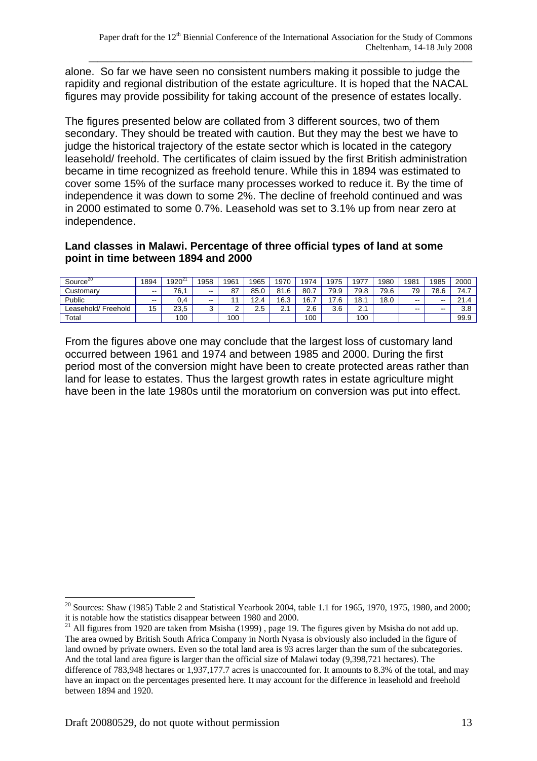alone. So far we have seen no consistent numbers making it possible to judge the rapidity and regional distribution of the estate agriculture. It is hoped that the NACAL figures may provide possibility for taking account of the presence of estates locally.

The figures presented below are collated from 3 different sources, two of them secondary. They should be treated with caution. But they may the best we have to judge the historical trajectory of the estate sector which is located in the category leasehold/ freehold. The certificates of claim issued by the first British administration became in time recognized as freehold tenure. While this in 1894 was estimated to cover some 15% of the surface many processes worked to reduce it. By the time of independence it was down to some 2%. The decline of freehold continued and was in 2000 estimated to some 0.7%. Leasehold was set to 3.1% up from near zero at independence.

**Land classes in Malawi. Percentage of three official types of land at some point in time between 1894 and 2000**

| Source[20] | 1894 | 1920[21] | 1958 | 1961 | 1965 | 1970 | 1974 | 1975 | 1977 | 1980 | 1981 | 1985 | 2000 |
|---|---|---|---|---|---|---|---|---|---|---|---|---|---|
| Customary | -- | 76,1 | -- | 87 | 85.0 | 81.6 | 80.7 | 79.9 | 79.8 | 79.6 | 79 | 78.6 | 74.7 |
| Public | -- | 0,4 | -- | 11 | 12.4 | 16.3 | 16.7 | 17.6 | 18.1 | 18.0 | -- | -- | 21.4 |
| Leasehold/ Freehold | 15 | 23,5 | 3 | 2 | 2.5 | 2.1 | 2.6 | 3.6 | 2.1 | | -- | -- | 3.8 |
| Total | | 100 | | 100 | | | 100 | | 100 | | | | 99.9 |

From the figures above one may conclude that the largest loss of customary land occurred between 1961 and 1974 and between 1985 and 2000. During the first period most of the conversion might have been to create protected areas rather than land for lease to estates. Thus the largest growth rates in estate agriculture might have been in the late 1980s until the moratorium on conversion was put into effect.

---

[20] Sources: Shaw (1985) Table 2 and Statistical Yearbook 2004, table 1.1 for 1965, 1970, 1975, 1980, and 2000; it is notable how the statistics disappear between 1980 and 2000.

[21] All figures from 1920 are taken from Msisha (1999) , page 19. The figures given by Msisha do not add up. The area owned by British South Africa Company in North Nyasa is obviously also included in the figure of land owned by private owners. Even so the total land area is 93 acres larger than the sum of the subcategories. And the total land area figure is larger than the official size of Malawi today (9,398,721 hectares). The difference of 783,948 hectares or 1,937,177.7 acres is unaccounted for. It amounts to 8.3% of the total, and may have an impact on the percentages presented here. It may account for the difference in leasehold and freehold between 1894 and 1920.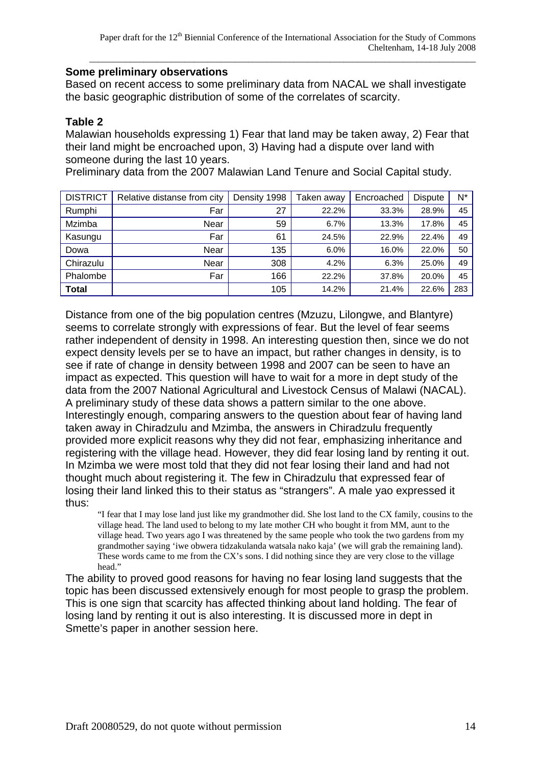**Some preliminary observations**

Based on recent access to some preliminary data from NACAL we shall investigate the basic geographic distribution of some of the correlates of scarcity.

**Table 2**

Malawian households expressing 1) Fear that land may be taken away, 2) Fear that their land might be encroached upon, 3) Having had a dispute over land with someone during the last 10 years.

Preliminary data from the 2007 Malawian Land Tenure and Social Capital study.

| DISTRICT | Relative distanse from city | Density 1998 | Taken away | Encroached | Dispute | N* |
|---|---|---|---|---|---|---|
| Rumphi | Far | 27 | 22.2% | 33.3% | 28.9% | 45 |
| Mzimba | Near | 59 | 6.7% | 13.3% | 17.8% | 45 |
| Kasungu | Far | 61 | 24.5% | 22.9% | 22.4% | 49 |
| Dowa | Near | 135 | 6.0% | 16.0% | 22.0% | 50 |
| Chirazulu | Near | 308 | 4.2% | 6.3% | 25.0% | 49 |
| Phalombe | Far | 166 | 22.2% | 37.8% | 20.0% | 45 |
| **Total** | | 105 | 14.2% | 21.4% | 22.6% | 283 |

Distance from one of the big population centres (Mzuzu, Lilongwe, and Blantyre) seems to correlate strongly with expressions of fear. But the level of fear seems rather independent of density in 1998. An interesting question then, since we do not expect density levels per se to have an impact, but rather changes in density, is to see if rate of change in density between 1998 and 2007 can be seen to have an impact as expected. This question will have to wait for a more in dept study of the data from the 2007 National Agricultural and Livestock Census of Malawi (NACAL). A preliminary study of these data shows a pattern similar to the one above. Interestingly enough, comparing answers to the question about fear of having land taken away in Chiradzulu and Mzimba, the answers in Chiradzulu frequently provided more explicit reasons why they did not fear, emphasizing inheritance and registering with the village head. However, they did fear losing land by renting it out. In Mzimba we were most told that they did not fear losing their land and had not thought much about registering it. The few in Chiradzulu that expressed fear of losing their land linked this to their status as "strangers". A male yao expressed it thus:

> "I fear that I may lose land just like my grandmother did. She lost land to the CX family, cousins to the village head. The land used to belong to my late mother CH who bought it from MM, aunt to the village head. Two years ago I was threatened by the same people who took the two gardens from my grandmother saying 'iwe obwera tidzakulanda watsala nako kaja' (we will grab the remaining land). These words came to me from the CX's sons. I did nothing since they are very close to the village head."

The ability to proved good reasons for having no fear losing land suggests that the topic has been discussed extensively enough for most people to grasp the problem. This is one sign that scarcity has affected thinking about land holding. The fear of losing land by renting it out is also interesting. It is discussed more in dept in Smette's paper in another session here.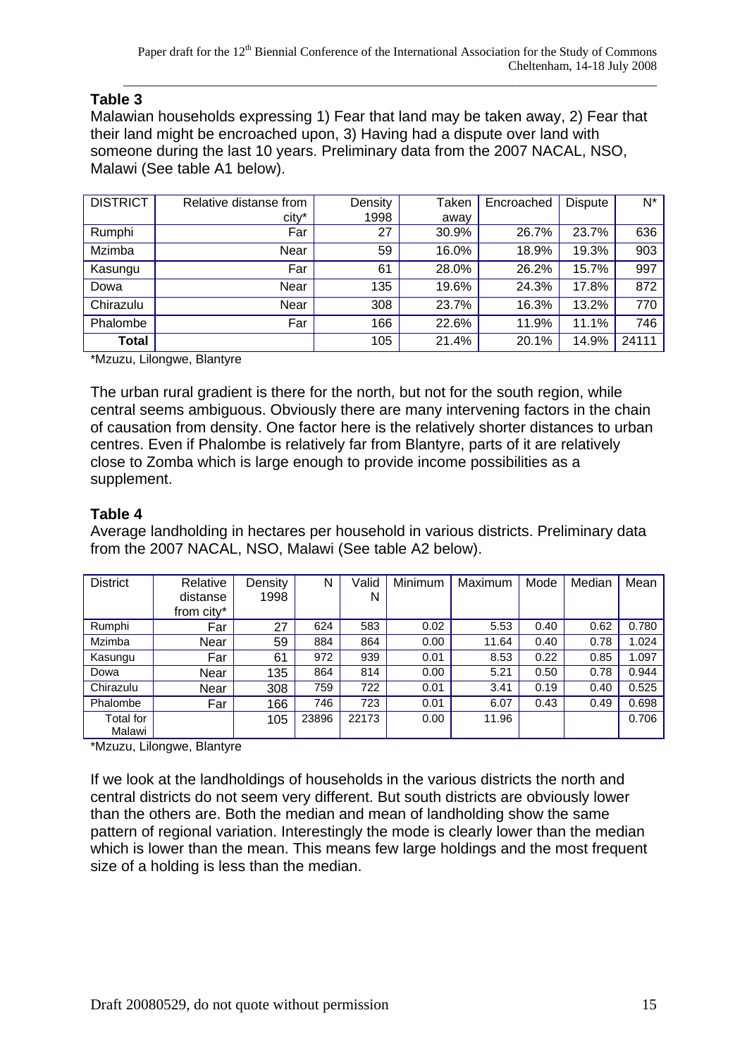**Table 3**

Malawian households expressing 1) Fear that land may be taken away, 2) Fear that their land might be encroached upon, 3) Having had a dispute over land with someone during the last 10 years. Preliminary data from the 2007 NACAL, NSO, Malawi (See table A1 below).

| DISTRICT | Relative distanse from city* | Density 1998 | Taken away | Encroached | Dispute | N* |
|---|---|---|---|---|---|---|
| Rumphi | Far | 27 | 30.9% | 26.7% | 23.7% | 636 |
| Mzimba | Near | 59 | 16.0% | 18.9% | 19.3% | 903 |
| Kasungu | Far | 61 | 28.0% | 26.2% | 15.7% | 997 |
| Dowa | Near | 135 | 19.6% | 24.3% | 17.8% | 872 |
| Chirazulu | Near | 308 | 23.7% | 16.3% | 13.2% | 770 |
| Phalombe | Far | 166 | 22.6% | 11.9% | 11.1% | 746 |
| **Total** | | 105 | 21.4% | 20.1% | 14.9% | 24111 |

*Mzuzu, Lilongwe, Blantyre

The urban rural gradient is there for the north, but not for the south region, while central seems ambiguous. Obviously there are many intervening factors in the chain of causation from density. One factor here is the relatively shorter distances to urban centres. Even if Phalombe is relatively far from Blantyre, parts of it are relatively close to Zomba which is large enough to provide income possibilities as a supplement.

**Table 4**

Average landholding in hectares per household in various districts. Preliminary data from the 2007 NACAL, NSO, Malawi (See table A2 below).

| District | Relative distanse from city* | Density 1998 | N | Valid N | Minimum | Maximum | Mode | Median | Mean |
|---|---|---|---|---|---|---|---|---|---|
| Rumphi | Far | 27 | 624 | 583 | 0.02 | 5.53 | 0.40 | 0.62 | 0.780 |
| Mzimba | Near | 59 | 884 | 864 | 0.00 | 11.64 | 0.40 | 0.78 | 1.024 |
| Kasungu | Far | 61 | 972 | 939 | 0.01 | 8.53 | 0.22 | 0.85 | 1.097 |
| Dowa | Near | 135 | 864 | 814 | 0.00 | 5.21 | 0.50 | 0.78 | 0.944 |
| Chirazulu | Near | 308 | 759 | 722 | 0.01 | 3.41 | 0.19 | 0.40 | 0.525 |
| Phalombe | Far | 166 | 746 | 723 | 0.01 | 6.07 | 0.43 | 0.49 | 0.698 |
| Total for Malawi | | 105 | 23896 | 22173 | 0.00 | 11.96 | | | 0.706 |

*Mzuzu, Lilongwe, Blantyre

If we look at the landholdings of households in the various districts the north and central districts do not seem very different. But south districts are obviously lower than the others are. Both the median and mean of landholding show the same pattern of regional variation. Interestingly the mode is clearly lower than the median which is lower than the mean. This means few large holdings and the most frequent size of a holding is less than the median.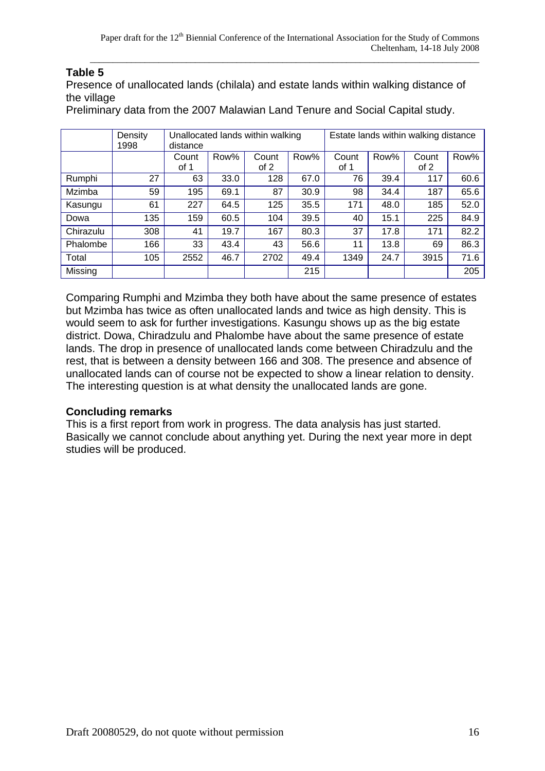**Table 5**

Presence of unallocated lands (chilala) and estate lands within walking distance of the village

Preliminary data from the 2007 Malawian Land Tenure and Social Capital study.

| | Density 1998 | Unallocated lands within walking distance | | | | Estate lands within walking distance | | | |
|---|---|---|---|---|---|---|---|---|---|
| | | Count of 1 | Row% | Count of 2 | Row% | Count of 1 | Row% | Count of 2 | Row% |
| Rumphi | 27 | 63 | 33.0 | 128 | 67.0 | 76 | 39.4 | 117 | 60.6 |
| Mzimba | 59 | 195 | 69.1 | 87 | 30.9 | 98 | 34.4 | 187 | 65.6 |
| Kasungu | 61 | 227 | 64.5 | 125 | 35.5 | 171 | 48.0 | 185 | 52.0 |
| Dowa | 135 | 159 | 60.5 | 104 | 39.5 | 40 | 15.1 | 225 | 84.9 |
| Chirazulu | 308 | 41 | 19.7 | 167 | 80.3 | 37 | 17.8 | 171 | 82.2 |
| Phalombe | 166 | 33 | 43.4 | 43 | 56.6 | 11 | 13.8 | 69 | 86.3 |
| Total | 105 | 2552 | 46.7 | 2702 | 49.4 | 1349 | 24.7 | 3915 | 71.6 |
| Missing | | | | | 215 | | | | 205 |

Comparing Rumphi and Mzimba they both have about the same presence of estates but Mzimba has twice as often unallocated lands and twice as high density. This is would seem to ask for further investigations. Kasungu shows up as the big estate district. Dowa, Chiradzulu and Phalombe have about the same presence of estate lands. The drop in presence of unallocated lands come between Chiradzulu and the rest, that is between a density between 166 and 308. The presence and absence of unallocated lands can of course not be expected to show a linear relation to density. The interesting question is at what density the unallocated lands are gone.

### Concluding remarks

This is a first report from work in progress. The data analysis has just started. Basically we cannot conclude about anything yet. During the next year more in dept studies will be produced.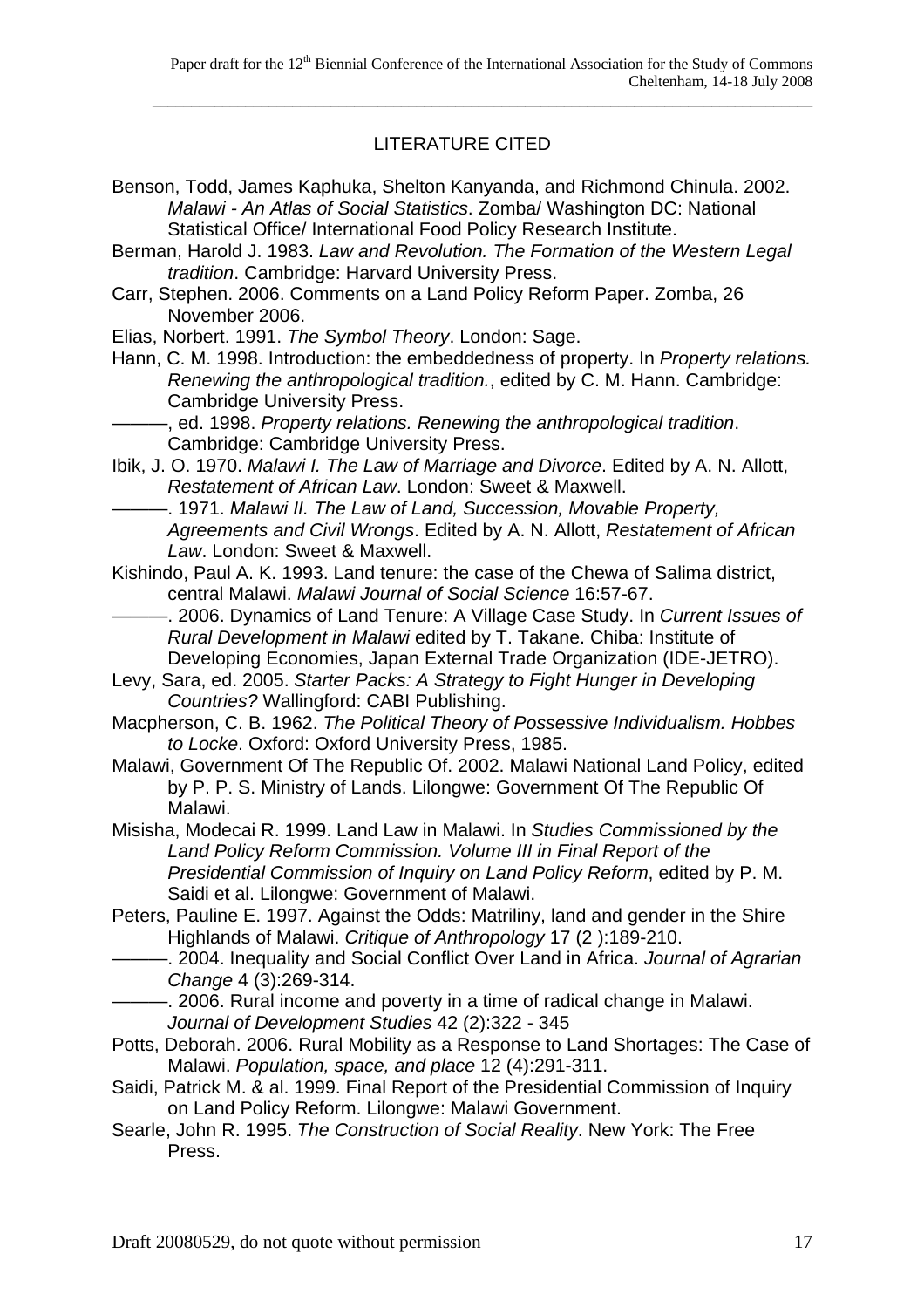## LITERATURE CITED

Benson, Todd, James Kaphuka, Shelton Kanyanda, and Richmond Chinula. 2002. *Malawi - An Atlas of Social Statistics*. Zomba/ Washington DC: National Statistical Office/ International Food Policy Research Institute.

Berman, Harold J. 1983. *Law and Revolution. The Formation of the Western Legal tradition*. Cambridge: Harvard University Press.

Carr, Stephen. 2006. Comments on a Land Policy Reform Paper. Zomba, 26 November 2006.

Elias, Norbert. 1991. *The Symbol Theory*. London: Sage.

Hann, C. M. 1998. Introduction: the embeddedness of property. In *Property relations. Renewing the anthropological tradition.*, edited by C. M. Hann. Cambridge: Cambridge University Press.

———, ed. 1998. *Property relations. Renewing the anthropological tradition*. Cambridge: Cambridge University Press.

Ibik, J. O. 1970. *Malawi I. The Law of Marriage and Divorce*. Edited by A. N. Allott, *Restatement of African Law*. London: Sweet & Maxwell.

———. 1971. *Malawi II. The Law of Land, Succession, Movable Property, Agreements and Civil Wrongs*. Edited by A. N. Allott, *Restatement of African Law*. London: Sweet & Maxwell.

Kishindo, Paul A. K. 1993. Land tenure: the case of the Chewa of Salima district, central Malawi. *Malawi Journal of Social Science* 16:57-67.

———. 2006. Dynamics of Land Tenure: A Village Case Study. In *Current Issues of Rural Development in Malawi* edited by T. Takane. Chiba: Institute of Developing Economies, Japan External Trade Organization (IDE-JETRO).

Levy, Sara, ed. 2005. *Starter Packs: A Strategy to Fight Hunger in Developing Countries?* Wallingford: CABI Publishing.

Macpherson, C. B. 1962. *The Political Theory of Possessive Individualism. Hobbes to Locke*. Oxford: Oxford University Press, 1985.

Malawi, Government Of The Republic Of. 2002. Malawi National Land Policy, edited by P. P. S. Ministry of Lands. Lilongwe: Government Of The Republic Of Malawi.

Misisha, Modecai R. 1999. Land Law in Malawi. In *Studies Commissioned by the Land Policy Reform Commission. Volume III in Final Report of the Presidential Commission of Inquiry on Land Policy Reform*, edited by P. M. Saidi et al. Lilongwe: Government of Malawi.

Peters, Pauline E. 1997. Against the Odds: Matriliny, land and gender in the Shire Highlands of Malawi. *Critique of Anthropology* 17 (2 ):189-210.

———. 2004. Inequality and Social Conflict Over Land in Africa. *Journal of Agrarian Change* 4 (3):269-314.

———. 2006. Rural income and poverty in a time of radical change in Malawi. *Journal of Development Studies* 42 (2):322 - 345

Potts, Deborah. 2006. Rural Mobility as a Response to Land Shortages: The Case of Malawi. *Population, space, and place* 12 (4):291-311.

Saidi, Patrick M. & al. 1999. Final Report of the Presidential Commission of Inquiry on Land Policy Reform. Lilongwe: Malawi Government.

Searle, John R. 1995. *The Construction of Social Reality*. New York: The Free Press.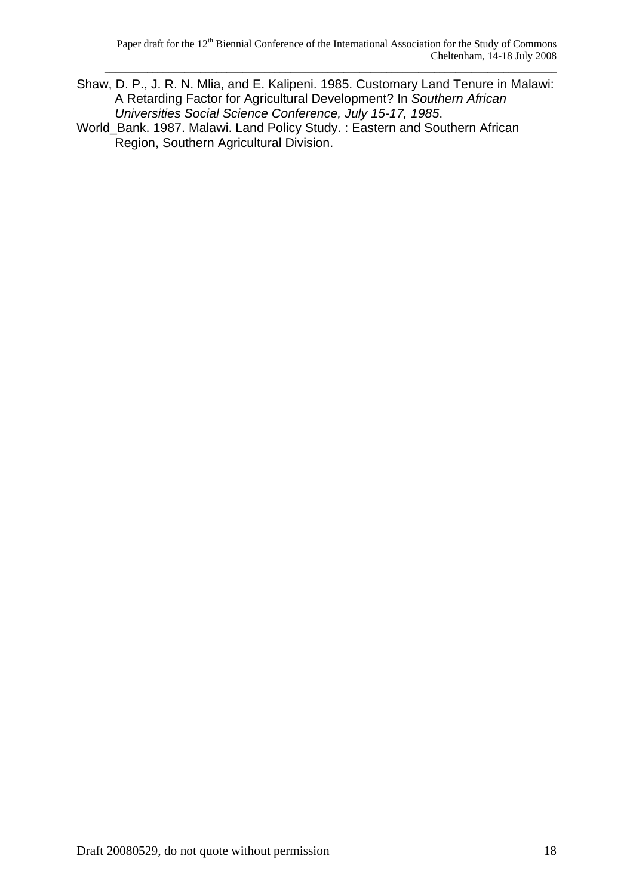Shaw, D. P., J. R. N. Mlia, and E. Kalipeni. 1985. Customary Land Tenure in Malawi: A Retarding Factor for Agricultural Development? In *Southern African Universities Social Science Conference, July 15-17, 1985*.

World_Bank. 1987. Malawi. Land Policy Study. : Eastern and Southern African Region, Southern Agricultural Division.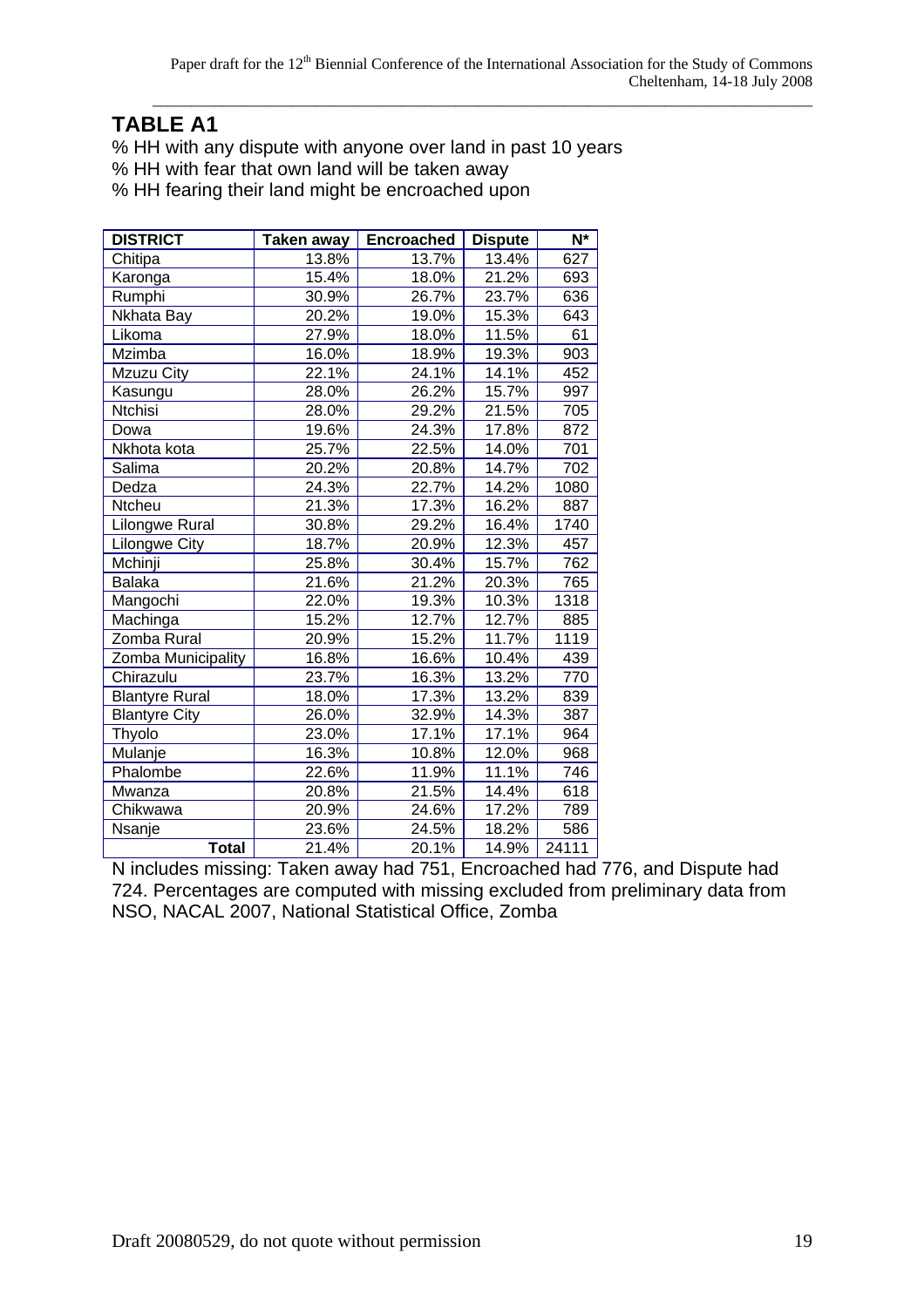## TABLE A1

% HH with any dispute with anyone over land in past 10 years
% HH with fear that own land will be taken away
% HH fearing their land might be encroached upon

| DISTRICT | Taken away | Encroached | Dispute | N* |
|---|---|---|---|---|
| Chitipa | 13.8% | 13.7% | 13.4% | 627 |
| Karonga | 15.4% | 18.0% | 21.2% | 693 |
| Rumphi | 30.9% | 26.7% | 23.7% | 636 |
| Nkhata Bay | 20.2% | 19.0% | 15.3% | 643 |
| Likoma | 27.9% | 18.0% | 11.5% | 61 |
| Mzimba | 16.0% | 18.9% | 19.3% | 903 |
| Mzuzu City | 22.1% | 24.1% | 14.1% | 452 |
| Kasungu | 28.0% | 26.2% | 15.7% | 997 |
| Ntchisi | 28.0% | 29.2% | 21.5% | 705 |
| Dowa | 19.6% | 24.3% | 17.8% | 872 |
| Nkhota kota | 25.7% | 22.5% | 14.0% | 701 |
| Salima | 20.2% | 20.8% | 14.7% | 702 |
| Dedza | 24.3% | 22.7% | 14.2% | 1080 |
| Ntcheu | 21.3% | 17.3% | 16.2% | 887 |
| Lilongwe Rural | 30.8% | 29.2% | 16.4% | 1740 |
| Lilongwe City | 18.7% | 20.9% | 12.3% | 457 |
| Mchinji | 25.8% | 30.4% | 15.7% | 762 |
| Balaka | 21.6% | 21.2% | 20.3% | 765 |
| Mangochi | 22.0% | 19.3% | 10.3% | 1318 |
| Machinga | 15.2% | 12.7% | 12.7% | 885 |
| Zomba Rural | 20.9% | 15.2% | 11.7% | 1119 |
| Zomba Municipality | 16.8% | 16.6% | 10.4% | 439 |
| Chirazulu | 23.7% | 16.3% | 13.2% | 770 |
| Blantyre Rural | 18.0% | 17.3% | 13.2% | 839 |
| Blantyre City | 26.0% | 32.9% | 14.3% | 387 |
| Thyolo | 23.0% | 17.1% | 17.1% | 964 |
| Mulanje | 16.3% | 10.8% | 12.0% | 968 |
| Phalombe | 22.6% | 11.9% | 11.1% | 746 |
| Mwanza | 20.8% | 21.5% | 14.4% | 618 |
| Chikwawa | 20.9% | 24.6% | 17.2% | 789 |
| Nsanje | 23.6% | 24.5% | 18.2% | 586 |
| **Total** | 21.4% | 20.1% | 14.9% | 24111 |

N includes missing: Taken away had 751, Encroached had 776, and Dispute had 724. Percentages are computed with missing excluded from preliminary data from NSO, NACAL 2007, National Statistical Office, Zomba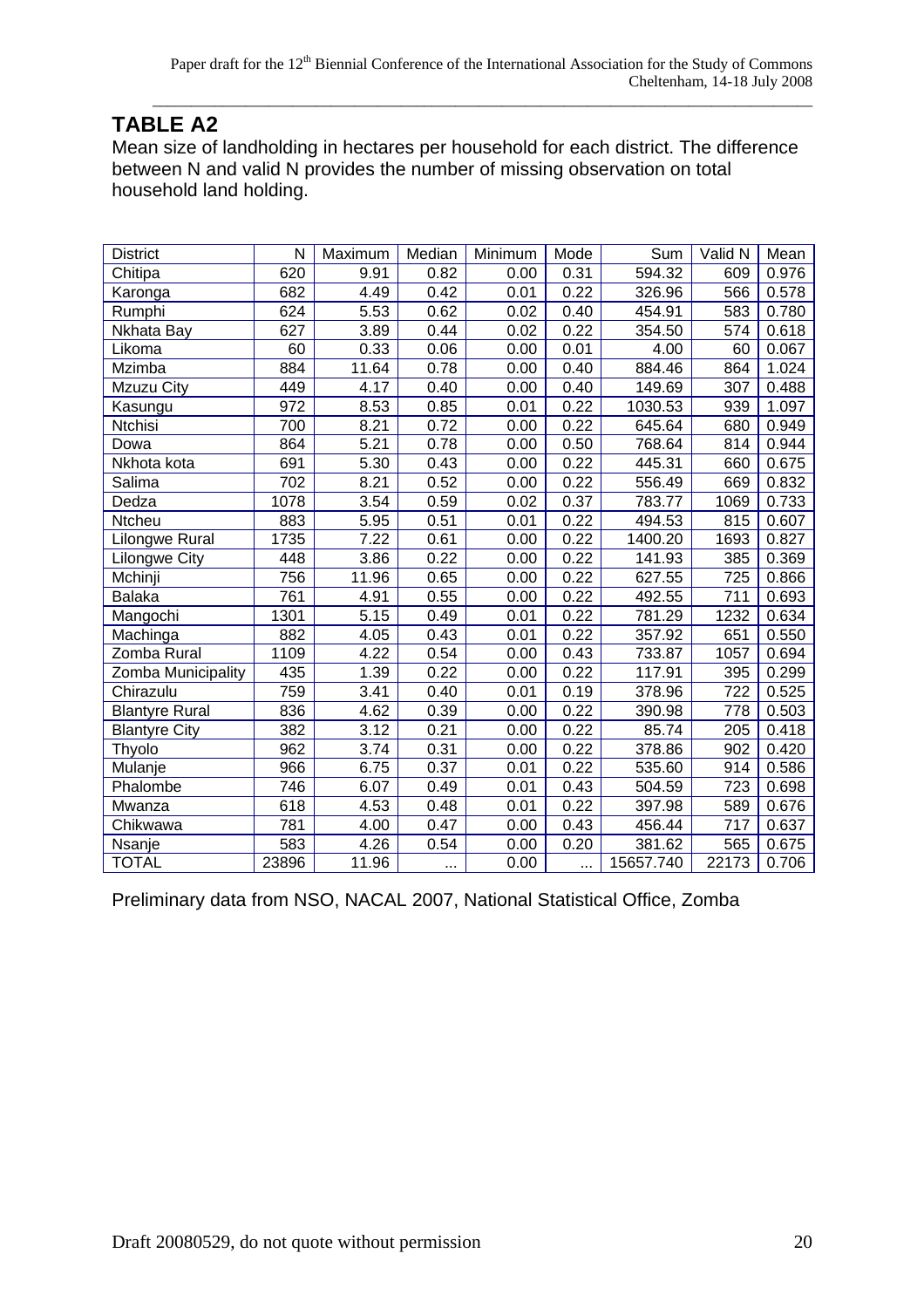## TABLE A2

Mean size of landholding in hectares per household for each district. The difference between N and valid N provides the number of missing observation on total household land holding.

| District | N | Maximum | Median | Minimum | Mode | Sum | Valid N | Mean |
|---|---|---|---|---|---|---|---|---|
| Chitipa | 620 | 9.91 | 0.82 | 0.00 | 0.31 | 594.32 | 609 | 0.976 |
| Karonga | 682 | 4.49 | 0.42 | 0.01 | 0.22 | 326.96 | 566 | 0.578 |
| Rumphi | 624 | 5.53 | 0.62 | 0.02 | 0.40 | 454.91 | 583 | 0.780 |
| Nkhata Bay | 627 | 3.89 | 0.44 | 0.02 | 0.22 | 354.50 | 574 | 0.618 |
| Likoma | 60 | 0.33 | 0.06 | 0.00 | 0.01 | 4.00 | 60 | 0.067 |
| Mzimba | 884 | 11.64 | 0.78 | 0.00 | 0.40 | 884.46 | 864 | 1.024 |
| Mzuzu City | 449 | 4.17 | 0.40 | 0.00 | 0.40 | 149.69 | 307 | 0.488 |
| Kasungu | 972 | 8.53 | 0.85 | 0.01 | 0.22 | 1030.53 | 939 | 1.097 |
| Ntchisi | 700 | 8.21 | 0.72 | 0.00 | 0.22 | 645.64 | 680 | 0.949 |
| Dowa | 864 | 5.21 | 0.78 | 0.00 | 0.50 | 768.64 | 814 | 0.944 |
| Nkhota kota | 691 | 5.30 | 0.43 | 0.00 | 0.22 | 445.31 | 660 | 0.675 |
| Salima | 702 | 8.21 | 0.52 | 0.00 | 0.22 | 556.49 | 669 | 0.832 |
| Dedza | 1078 | 3.54 | 0.59 | 0.02 | 0.37 | 783.77 | 1069 | 0.733 |
| Ntcheu | 883 | 5.95 | 0.51 | 0.01 | 0.22 | 494.53 | 815 | 0.607 |
| Lilongwe Rural | 1735 | 7.22 | 0.61 | 0.00 | 0.22 | 1400.20 | 1693 | 0.827 |
| Lilongwe City | 448 | 3.86 | 0.22 | 0.00 | 0.22 | 141.93 | 385 | 0.369 |
| Mchinji | 756 | 11.96 | 0.65 | 0.00 | 0.22 | 627.55 | 725 | 0.866 |
| Balaka | 761 | 4.91 | 0.55 | 0.00 | 0.22 | 492.55 | 711 | 0.693 |
| Mangochi | 1301 | 5.15 | 0.49 | 0.01 | 0.22 | 781.29 | 1232 | 0.634 |
| Machinga | 882 | 4.05 | 0.43 | 0.01 | 0.22 | 357.92 | 651 | 0.550 |
| Zomba Rural | 1109 | 4.22 | 0.54 | 0.00 | 0.43 | 733.87 | 1057 | 0.694 |
| Zomba Municipality | 435 | 1.39 | 0.22 | 0.00 | 0.22 | 117.91 | 395 | 0.299 |
| Chirazulu | 759 | 3.41 | 0.40 | 0.01 | 0.19 | 378.96 | 722 | 0.525 |
| Blantyre Rural | 836 | 4.62 | 0.39 | 0.00 | 0.22 | 390.98 | 778 | 0.503 |
| Blantyre City | 382 | 3.12 | 0.21 | 0.00 | 0.22 | 85.74 | 205 | 0.418 |
| Thyolo | 962 | 3.74 | 0.31 | 0.00 | 0.22 | 378.86 | 902 | 0.420 |
| Mulanje | 966 | 6.75 | 0.37 | 0.01 | 0.22 | 535.60 | 914 | 0.586 |
| Phalombe | 746 | 6.07 | 0.49 | 0.01 | 0.43 | 504.59 | 723 | 0.698 |
| Mwanza | 618 | 4.53 | 0.48 | 0.01 | 0.22 | 397.98 | 589 | 0.676 |
| Chikwawa | 781 | 4.00 | 0.47 | 0.00 | 0.43 | 456.44 | 717 | 0.637 |
| Nsanje | 583 | 4.26 | 0.54 | 0.00 | 0.20 | 381.62 | 565 | 0.675 |
| TOTAL | 23896 | 11.96 | ... | 0.00 | ... | 15657.740 | 22173 | 0.706 |

Preliminary data from NSO, NACAL 2007, National Statistical Office, Zomba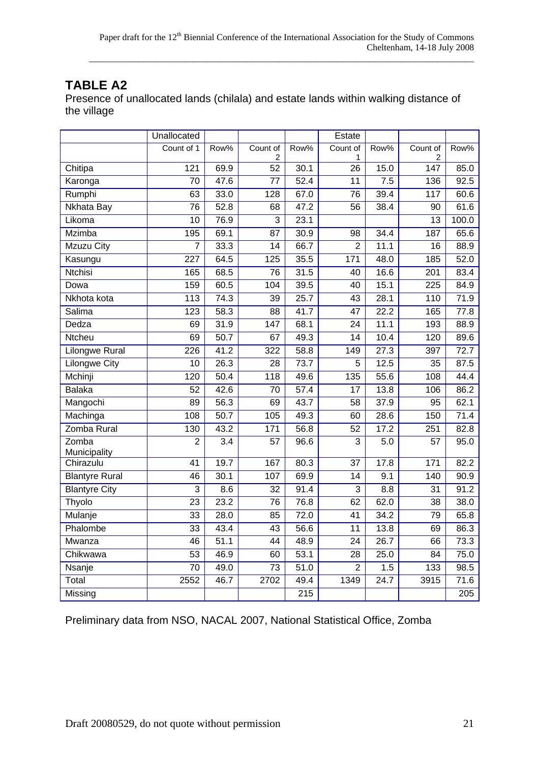## TABLE A2

Presence of unallocated lands (chilala) and estate lands within walking distance of the village

| | Unallocated | | | | Estate | | | |
|---|---|---|---|---|---|---|---|---|
| | Count of 1 | Row% | Count of 2 | Row% | Count of 1 | Row% | Count of 2 | Row% |
| Chitipa | 121 | 69.9 | 52 | 30.1 | 26 | 15.0 | 147 | 85.0 |
| Karonga | 70 | 47.6 | 77 | 52.4 | 11 | 7.5 | 136 | 92.5 |
| Rumphi | 63 | 33.0 | 128 | 67.0 | 76 | 39.4 | 117 | 60.6 |
| Nkhata Bay | 76 | 52.8 | 68 | 47.2 | 56 | 38.4 | 90 | 61.6 |
| Likoma | 10 | 76.9 | 3 | 23.1 | | | 13 | 100.0 |
| Mzimba | 195 | 69.1 | 87 | 30.9 | 98 | 34.4 | 187 | 65.6 |
| Mzuzu City | 7 | 33.3 | 14 | 66.7 | 2 | 11.1 | 16 | 88.9 |
| Kasungu | 227 | 64.5 | 125 | 35.5 | 171 | 48.0 | 185 | 52.0 |
| Ntchisi | 165 | 68.5 | 76 | 31.5 | 40 | 16.6 | 201 | 83.4 |
| Dowa | 159 | 60.5 | 104 | 39.5 | 40 | 15.1 | 225 | 84.9 |
| Nkhota kota | 113 | 74.3 | 39 | 25.7 | 43 | 28.1 | 110 | 71.9 |
| Salima | 123 | 58.3 | 88 | 41.7 | 47 | 22.2 | 165 | 77.8 |
| Dedza | 69 | 31.9 | 147 | 68.1 | 24 | 11.1 | 193 | 88.9 |
| Ntcheu | 69 | 50.7 | 67 | 49.3 | 14 | 10.4 | 120 | 89.6 |
| Lilongwe Rural | 226 | 41.2 | 322 | 58.8 | 149 | 27.3 | 397 | 72.7 |
| Lilongwe City | 10 | 26.3 | 28 | 73.7 | 5 | 12.5 | 35 | 87.5 |
| Mchinji | 120 | 50.4 | 118 | 49.6 | 135 | 55.6 | 108 | 44.4 |
| Balaka | 52 | 42.6 | 70 | 57.4 | 17 | 13.8 | 106 | 86.2 |
| Mangochi | 89 | 56.3 | 69 | 43.7 | 58 | 37.9 | 95 | 62.1 |
| Machinga | 108 | 50.7 | 105 | 49.3 | 60 | 28.6 | 150 | 71.4 |
| Zomba Rural | 130 | 43.2 | 171 | 56.8 | 52 | 17.2 | 251 | 82.8 |
| Zomba Municipality | 2 | 3.4 | 57 | 96.6 | 3 | 5.0 | 57 | 95.0 |
| Chirazulu | 41 | 19.7 | 167 | 80.3 | 37 | 17.8 | 171 | 82.2 |
| Blantyre Rural | 46 | 30.1 | 107 | 69.9 | 14 | 9.1 | 140 | 90.9 |
| Blantyre City | 3 | 8.6 | 32 | 91.4 | 3 | 8.8 | 31 | 91.2 |
| Thyolo | 23 | 23.2 | 76 | 76.8 | 62 | 62.0 | 38 | 38.0 |
| Mulanje | 33 | 28.0 | 85 | 72.0 | 41 | 34.2 | 79 | 65.8 |
| Phalombe | 33 | 43.4 | 43 | 56.6 | 11 | 13.8 | 69 | 86.3 |
| Mwanza | 46 | 51.1 | 44 | 48.9 | 24 | 26.7 | 66 | 73.3 |
| Chikwawa | 53 | 46.9 | 60 | 53.1 | 28 | 25.0 | 84 | 75.0 |
| Nsanje | 70 | 49.0 | 73 | 51.0 | 2 | 1.5 | 133 | 98.5 |
| Total | 2552 | 46.7 | 2702 | 49.4 | 1349 | 24.7 | 3915 | 71.6 |
| Missing | | | | 215 | | | | 205 |

Preliminary data from NSO, NACAL 2007, National Statistical Office, Zomba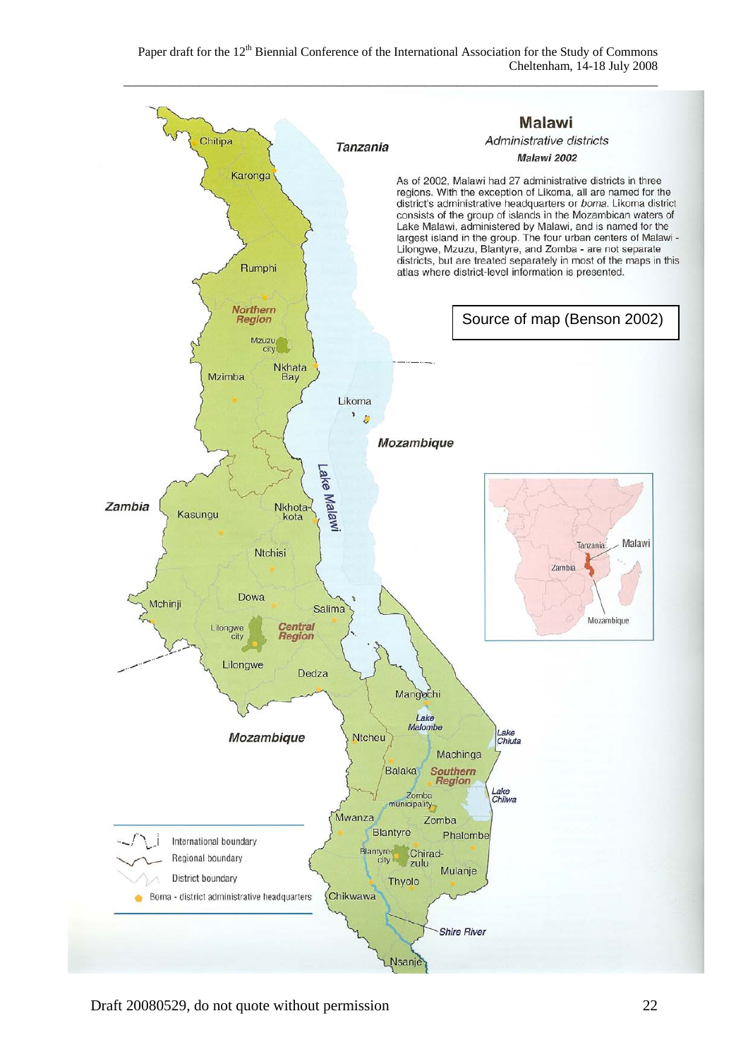**Malawi**

*Administrative districts*

*Malawi 2002*

As of 2002, Malawi had 27 administrative districts in three regions. With the exception of Likoma, all are named for the district's administrative headquarters or *boma*. Likoma district consists of the group of islands in the Mozambican waters of Lake Malawi, administered by Malawi, and is named for the largest island in the group. The four urban centers of Malawi - Lilongwe, Mzuzu, Blantyre, and Zomba - are not separate districts, but are treated separately in most of the maps in this atlas where district-level information is presented.

Source of map (Benson 2002)

International boundary

Regional boundary

District boundary

Boma - district administrative headquarters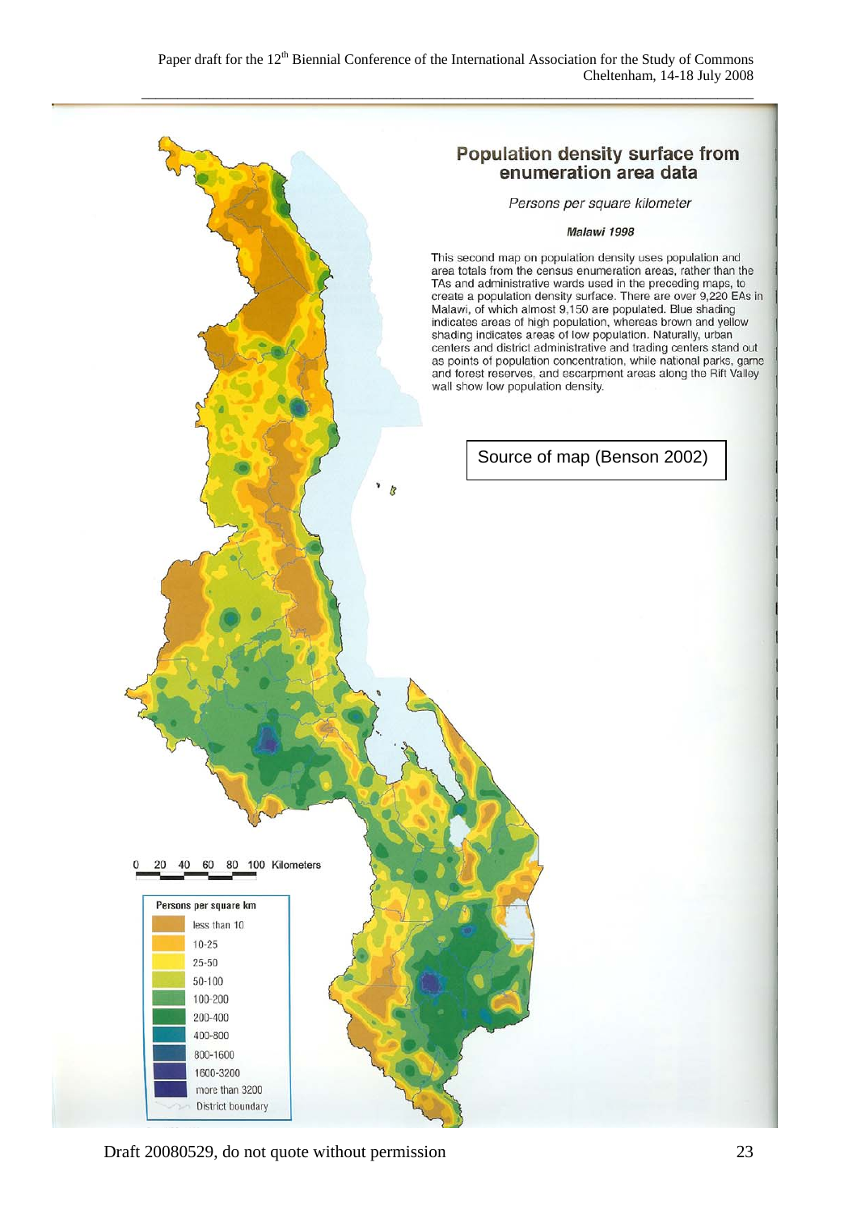## Population density surface from enumeration area data

*Persons per square kilometer*

***Malawi 1998***

This second map on population density uses population and area totals from the census enumeration areas, rather than the TAs and administrative wards used in the preceding maps, to create a population density surface. There are over 9,220 EAs in Malawi, of which almost 9,150 are populated. Blue shading indicates areas of high population, whereas brown and yellow shading indicates areas of low population. Naturally, urban centers and district administrative and trading centers stand out as points of population concentration, while national parks, game and forest reserves, and escarpment areas along the Rift Valley wall show low population density.

Source of map (Benson 2002)

0 20 40 60 80 100 Kilometers

Persons per square km

less than 10
10-25
25-50
50-100
100-200
200-400
400-800
800-1600
1600-3200
more than 3200
District boundary